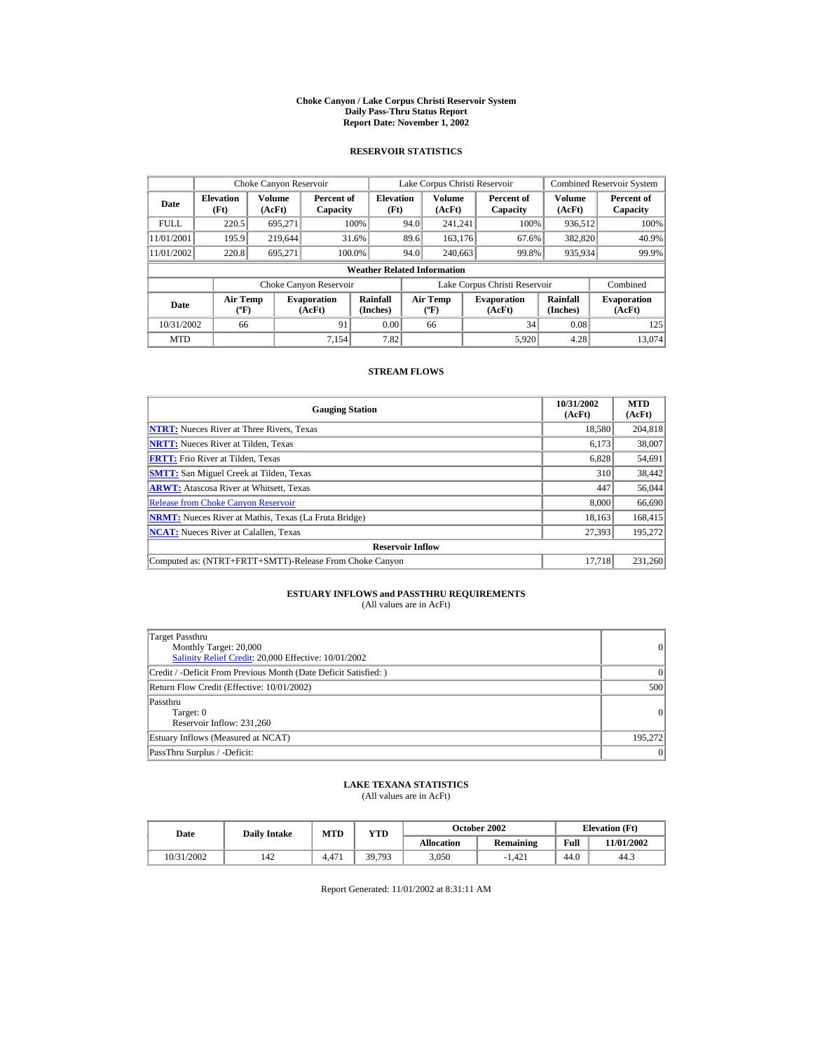# Choke Canyon / Lake Corpus Christi Reservoir System
## Daily Pass-Thru Status Report
### Report Date: November 1, 2002

## RESERVOIR STATISTICS

| Date | Choke Canyon Reservoir | | | Lake Corpus Christi Reservoir | | | Combined Reservoir System | |
|---|---|---|---|---|---|---|---|---|
| | Elevation (Ft) | Volume (AcFt) | Percent of Capacity | Elevation (Ft) | Volume (AcFt) | Percent of Capacity | Volume (AcFt) | Percent of Capacity |
| FULL | 220.5 | 695,271 | 100% | 94.0 | 241,241 | 100% | 936,512 | 100% |
| 11/01/2001 | 195.9 | 219,644 | 31.6% | 89.6 | 163,176 | 67.6% | 382,820 | 40.9% |
| 11/01/2002 | 220.8 | 695,271 | 100.0% | 94.0 | 240,663 | 99.8% | 935,934 | 99.9% |

**Weather Related Information**

| Date | Choke Canyon Reservoir | | | Lake Corpus Christi Reservoir | | | Combined |
|---|---|---|---|---|---|---|---|
| | Air Temp (ºF) | Evaporation (AcFt) | Rainfall (Inches) | Air Temp (ºF) | Evaporation (AcFt) | Rainfall (Inches) | Evaporation (AcFt) |
| 10/31/2002 | 66 | 91 | 0.00 | 66 | 34 | 0.08 | 125 |
| MTD | | 7,154 | 7.82 | | 5,920 | 4.28 | 13,074 |

## STREAM FLOWS

| Gauging Station | 10/31/2002 (AcFt) | MTD (AcFt) |
|---|---|---|
| NTRT: Nueces River at Three Rivers, Texas | 18,580 | 204,818 |
| NRTT: Nueces River at Tilden, Texas | 6,173 | 38,007 |
| FRTT: Frio River at Tilden, Texas | 6,828 | 54,691 |
| SMTT: San Miguel Creek at Tilden, Texas | 310 | 38,442 |
| ARWT: Atascosa River at Whitsett, Texas | 447 | 56,044 |
| Release from Choke Canyon Reservoir | 8,000 | 66,690 |
| NRMT: Nueces River at Mathis, Texas (La Fruta Bridge) | 18,163 | 168,415 |
| NCAT: Nueces River at Calallen, Texas | 27,393 | 195,272 |
| **Reservoir Inflow** | | |
| Computed as: (NTRT+FRTT+SMTT)-Release From Choke Canyon | 17,718 | 231,260 |

## ESTUARY INFLOWS and PASSTHRU REQUIREMENTS
(All values are in AcFt)

| | |
|---|---|
| Target Passthru<br>Monthly Target: 20,000<br>Salinity Relief Credit: 20,000 Effective: 10/01/2002 | 0 |
| Credit / -Deficit From Previous Month (Date Deficit Satisfied: ) | 0 |
| Return Flow Credit (Effective: 10/01/2002) | 500 |
| Passthru<br>Target: 0<br>Reservoir Inflow: 231,260 | 0 |
| Estuary Inflows (Measured at NCAT) | 195,272 |
| PassThru Surplus / -Deficit: | 0 |

## LAKE TEXANA STATISTICS
(All values are in AcFt)

| Date | Daily Intake | MTD | YTD | October 2002 | | Elevation (Ft) | |
|---|---|---|---|---|---|---|---|
| | | | | Allocation | Remaining | Full | 11/01/2002 |
| 10/31/2002 | 142 | 4,471 | 39,793 | 3,050 | -1,421 | 44.0 | 44.3 |

Report Generated: 11/01/2002 at 8:31:11 AM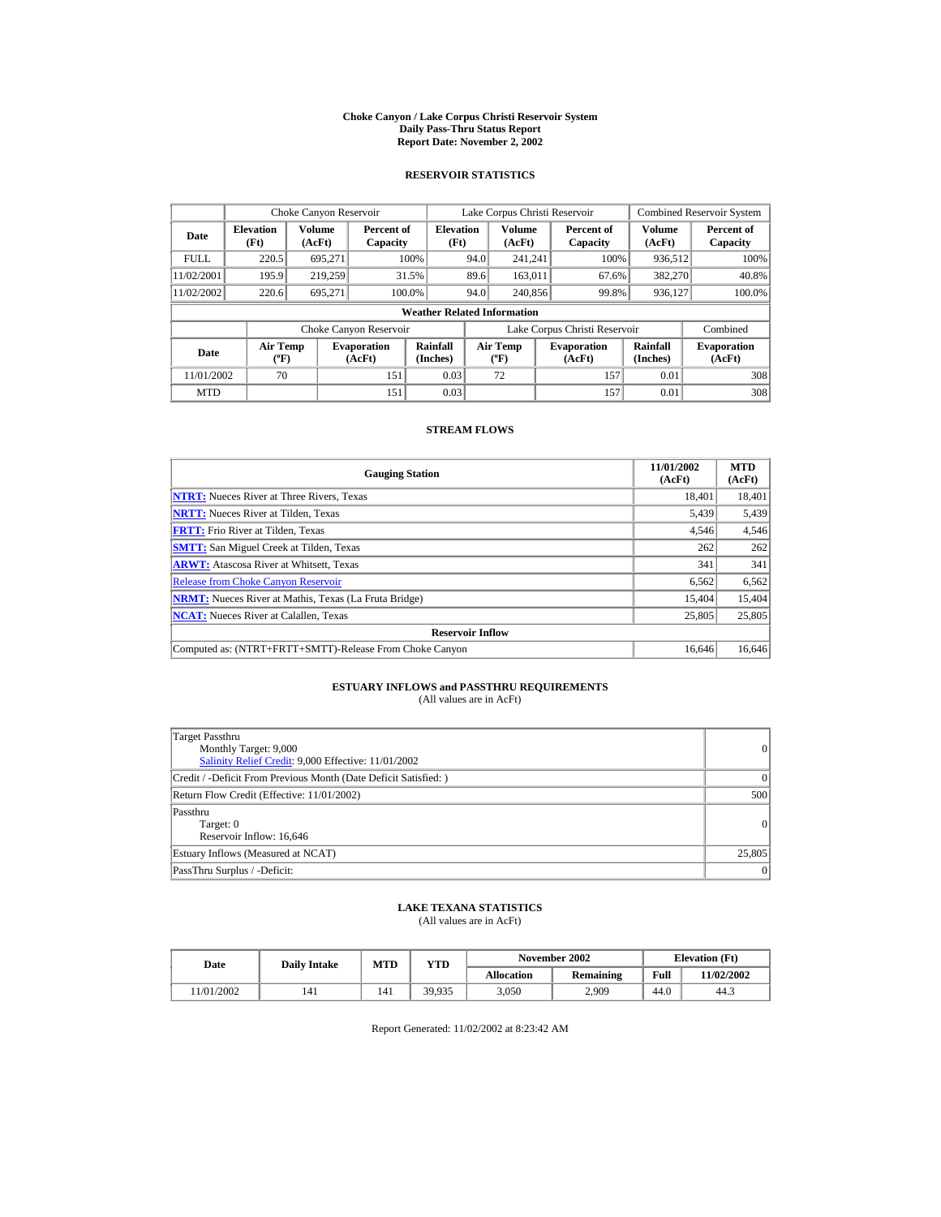# Choke Canyon / Lake Corpus Christi Reservoir System
## Daily Pass-Thru Status Report
## Report Date: November 2, 2002

### RESERVOIR STATISTICS

| Date | Choke Canyon Reservoir | | | Lake Corpus Christi Reservoir | | | Combined Reservoir System | |
|---|---|---|---|---|---|---|---|---|
| | Elevation (Ft) | Volume (AcFt) | Percent of Capacity | Elevation (Ft) | Volume (AcFt) | Percent of Capacity | Volume (AcFt) | Percent of Capacity |
| FULL | 220.5 | 695,271 | 100% | 94.0 | 241,241 | 100% | 936,512 | 100% |
| 11/02/2001 | 195.9 | 219,259 | 31.5% | 89.6 | 163,011 | 67.6% | 382,270 | 40.8% |
| 11/02/2002 | 220.6 | 695,271 | 100.0% | 94.0 | 240,856 | 99.8% | 936,127 | 100.0% |

**Weather Related Information**

| Date | Choke Canyon Reservoir | | | Lake Corpus Christi Reservoir | | | Combined |
|---|---|---|---|---|---|---|---|
| | Air Temp (ºF) | Evaporation (AcFt) | Rainfall (Inches) | Air Temp (ºF) | Evaporation (AcFt) | Rainfall (Inches) | Evaporation (AcFt) |
| 11/01/2002 | 70 | 151 | 0.03 | 72 | 157 | 0.01 | 308 |
| MTD | | 151 | 0.03 | | 157 | 0.01 | 308 |

### STREAM FLOWS

| Gauging Station | 11/01/2002 (AcFt) | MTD (AcFt) |
|---|---|---|
| **NTRT:** Nueces River at Three Rivers, Texas | 18,401 | 18,401 |
| **NRTT:** Nueces River at Tilden, Texas | 5,439 | 5,439 |
| **FRTT:** Frio River at Tilden, Texas | 4,546 | 4,546 |
| **SMTT:** San Miguel Creek at Tilden, Texas | 262 | 262 |
| **ARWT:** Atascosa River at Whitsett, Texas | 341 | 341 |
| Release from Choke Canyon Reservoir | 6,562 | 6,562 |
| **NRMT:** Nueces River at Mathis, Texas (La Fruta Bridge) | 15,404 | 15,404 |
| **NCAT:** Nueces River at Calallen, Texas | 25,805 | 25,805 |
| **Reservoir Inflow** | | |
| Computed as: (NTRT+FRTT+SMTT)-Release From Choke Canyon | 16,646 | 16,646 |

### ESTUARY INFLOWS and PASSTHRU REQUIREMENTS
(All values are in AcFt)

| | |
|---|---|
| Target Passthru<br>Monthly Target: 9,000<br>Salinity Relief Credit: 9,000 Effective: 11/01/2002 | 0 |
| Credit / -Deficit From Previous Month (Date Deficit Satisfied: ) | 0 |
| Return Flow Credit (Effective: 11/01/2002) | 500 |
| Passthru<br>Target: 0<br>Reservoir Inflow: 16,646 | 0 |
| Estuary Inflows (Measured at NCAT) | 25,805 |
| PassThru Surplus / -Deficit: | 0 |

### LAKE TEXANA STATISTICS
(All values are in AcFt)

| Date | Daily Intake | MTD | YTD | November 2002 | | Elevation (Ft) | |
|---|---|---|---|---|---|---|---|
| | | | | Allocation | Remaining | Full | 11/02/2002 |
| 11/01/2002 | 141 | 141 | 39,935 | 3,050 | 2,909 | 44.0 | 44.3 |

Report Generated: 11/02/2002 at 8:23:42 AM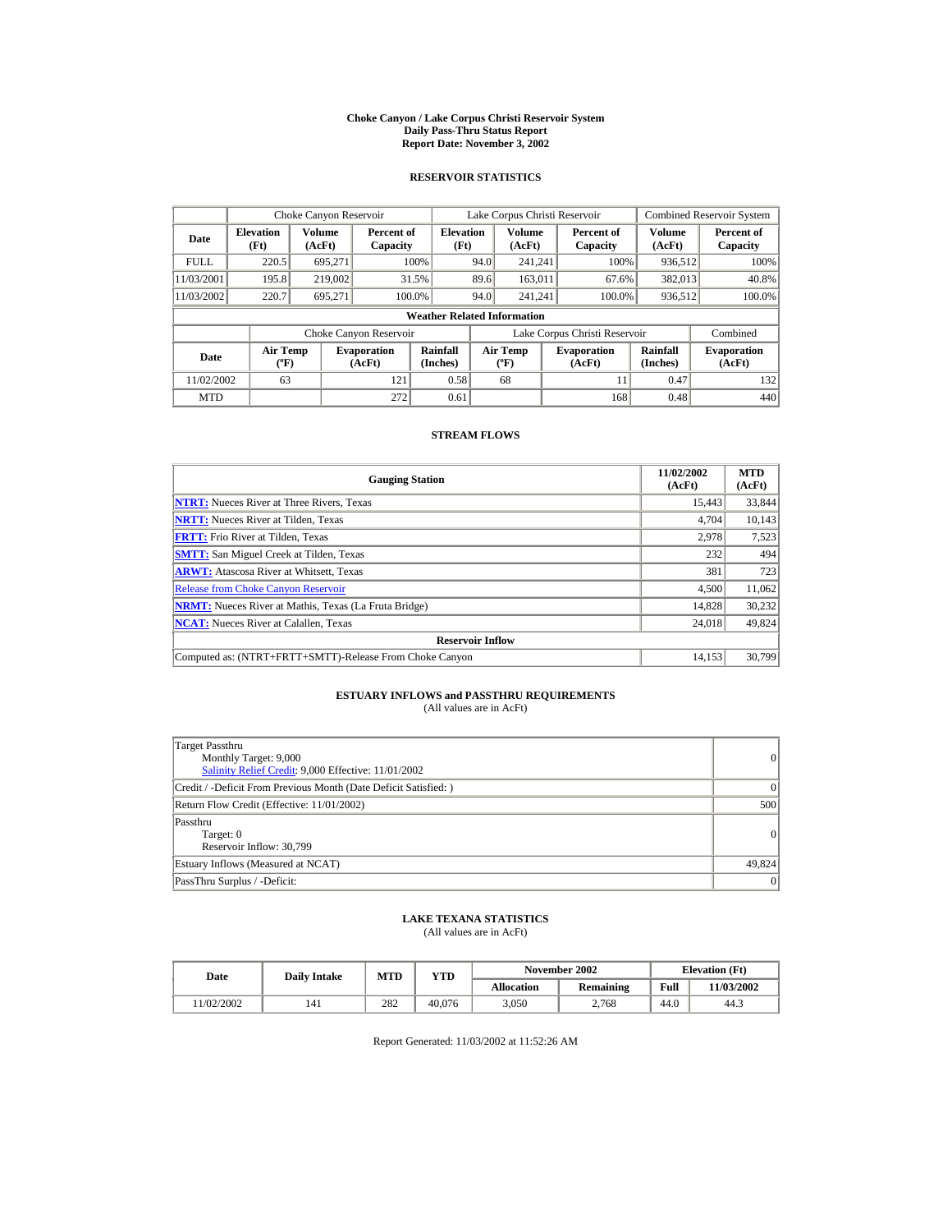# Choke Canyon / Lake Corpus Christi Reservoir System
## Daily Pass-Thru Status Report
### Report Date: November 3, 2002

## RESERVOIR STATISTICS

| | Choke Canyon Reservoir | | | Lake Corpus Christi Reservoir | | | Combined Reservoir System | |
|---|---|---|---|---|---|---|---|---|
| Date | Elevation (Ft) | Volume (AcFt) | Percent of Capacity | Elevation (Ft) | Volume (AcFt) | Percent of Capacity | Volume (AcFt) | Percent of Capacity |
| FULL | 220.5 | 695,271 | 100% | 94.0 | 241,241 | 100% | 936,512 | 100% |
| 11/03/2001 | 195.8 | 219,002 | 31.5% | 89.6 | 163,011 | 67.6% | 382,013 | 40.8% |
| 11/03/2002 | 220.7 | 695,271 | 100.0% | 94.0 | 241,241 | 100.0% | 936,512 | 100.0% |

**Weather Related Information**

| | Choke Canyon Reservoir | | | Lake Corpus Christi Reservoir | | | Combined |
|---|---|---|---|---|---|---|---|
| Date | Air Temp (ºF) | Evaporation (AcFt) | Rainfall (Inches) | Air Temp (ºF) | Evaporation (AcFt) | Rainfall (Inches) | Evaporation (AcFt) |
| 11/02/2002 | 63 | 121 | 0.58 | 68 | 11 | 0.47 | 132 |
| MTD | | 272 | 0.61 | | 168 | 0.48 | 440 |

## STREAM FLOWS

| Gauging Station | 11/02/2002 (AcFt) | MTD (AcFt) |
|---|---|---|
| **NTRT:** Nueces River at Three Rivers, Texas | 15,443 | 33,844 |
| **NRTT:** Nueces River at Tilden, Texas | 4,704 | 10,143 |
| **FRTT:** Frio River at Tilden, Texas | 2,978 | 7,523 |
| **SMTT:** San Miguel Creek at Tilden, Texas | 232 | 494 |
| **ARWT:** Atascosa River at Whitsett, Texas | 381 | 723 |
| Release from Choke Canyon Reservoir | 4,500 | 11,062 |
| **NRMT:** Nueces River at Mathis, Texas (La Fruta Bridge) | 14,828 | 30,232 |
| **NCAT:** Nueces River at Calallen, Texas | 24,018 | 49,824 |
| **Reservoir Inflow** | | |
| Computed as: (NTRT+FRTT+SMTT)-Release From Choke Canyon | 14,153 | 30,799 |

## ESTUARY INFLOWS and PASSTHRU REQUIREMENTS

(All values are in AcFt)

| | |
|---|---|
| Target Passthru<br>Monthly Target: 9,000<br>Salinity Relief Credit: 9,000 Effective: 11/01/2002 | 0 |
| Credit / -Deficit From Previous Month (Date Deficit Satisfied: ) | 0 |
| Return Flow Credit (Effective: 11/01/2002) | 500 |
| Passthru<br>Target: 0<br>Reservoir Inflow: 30,799 | 0 |
| Estuary Inflows (Measured at NCAT) | 49,824 |
| PassThru Surplus / -Deficit: | 0 |

## LAKE TEXANA STATISTICS

(All values are in AcFt)

| Date | Daily Intake | MTD | YTD | November 2002 | | Elevation (Ft) | |
|---|---|---|---|---|---|---|---|
| | | | | Allocation | Remaining | Full | 11/03/2002 |
| 11/02/2002 | 141 | 282 | 40,076 | 3,050 | 2,768 | 44.0 | 44.3 |

Report Generated: 11/03/2002 at 11:52:26 AM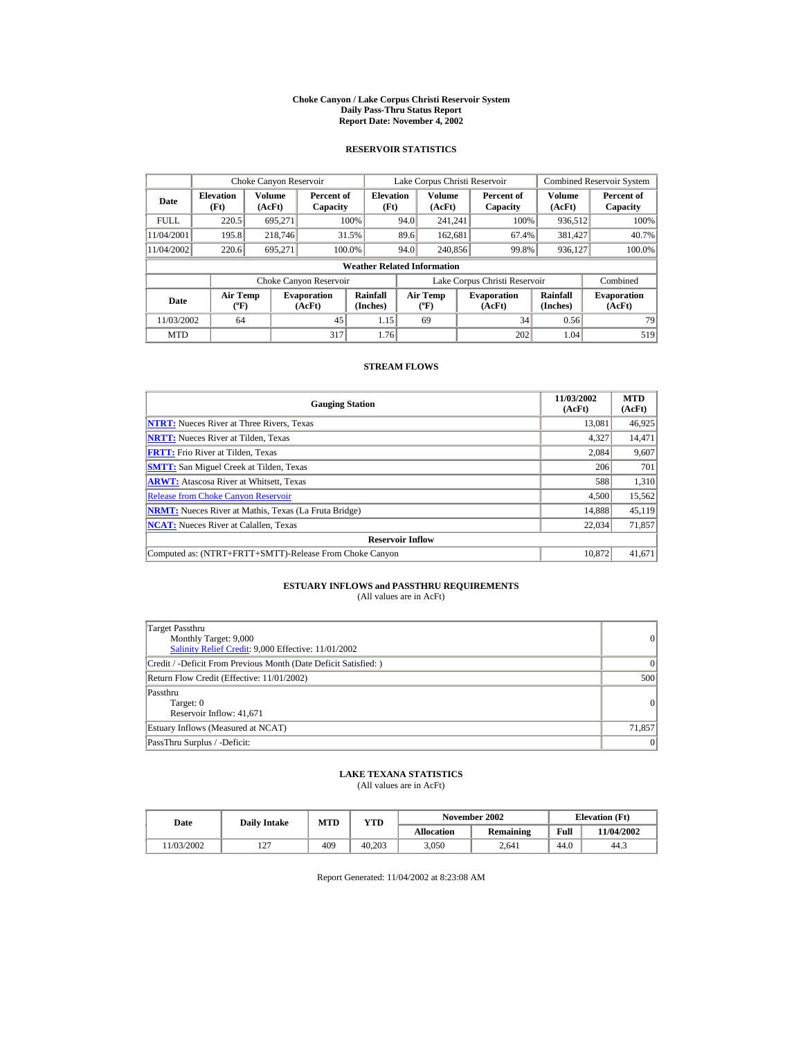# Choke Canyon / Lake Corpus Christi Reservoir System
## Daily Pass-Thru Status Report
### Report Date: November 4, 2002

## RESERVOIR STATISTICS

| Date | Choke Canyon Reservoir | | | Lake Corpus Christi Reservoir | | | Combined Reservoir System | |
|---|---|---|---|---|---|---|---|---|
| | Elevation (Ft) | Volume (AcFt) | Percent of Capacity | Elevation (Ft) | Volume (AcFt) | Percent of Capacity | Volume (AcFt) | Percent of Capacity |
| FULL | 220.5 | 695,271 | 100% | 94.0 | 241,241 | 100% | 936,512 | 100% |
| 11/04/2001 | 195.8 | 218,746 | 31.5% | 89.6 | 162,681 | 67.4% | 381,427 | 40.7% |
| 11/04/2002 | 220.6 | 695,271 | 100.0% | 94.0 | 240,856 | 99.8% | 936,127 | 100.0% |

**Weather Related Information**

| Date | Choke Canyon Reservoir | | | Lake Corpus Christi Reservoir | | | Combined |
|---|---|---|---|---|---|---|---|
| | Air Temp (ºF) | Evaporation (AcFt) | Rainfall (Inches) | Air Temp (ºF) | Evaporation (AcFt) | Rainfall (Inches) | Evaporation (AcFt) |
| 11/03/2002 | 64 | 45 | 1.15 | 69 | 34 | 0.56 | 79 |
| MTD | | 317 | 1.76 | | 202 | 1.04 | 519 |

## STREAM FLOWS

| Gauging Station | 11/03/2002 (AcFt) | MTD (AcFt) |
|---|---|---|
| **NTRT:** Nueces River at Three Rivers, Texas | 13,081 | 46,925 |
| **NRTT:** Nueces River at Tilden, Texas | 4,327 | 14,471 |
| **FRTT:** Frio River at Tilden, Texas | 2,084 | 9,607 |
| **SMTT:** San Miguel Creek at Tilden, Texas | 206 | 701 |
| **ARWT:** Atascosa River at Whitsett, Texas | 588 | 1,310 |
| Release from Choke Canyon Reservoir | 4,500 | 15,562 |
| **NRMT:** Nueces River at Mathis, Texas (La Fruta Bridge) | 14,888 | 45,119 |
| **NCAT:** Nueces River at Calallen, Texas | 22,034 | 71,857 |
| **Reservoir Inflow** | | |
| Computed as: (NTRT+FRTT+SMTT)-Release From Choke Canyon | 10,872 | 41,671 |

## ESTUARY INFLOWS and PASSTHRU REQUIREMENTS

(All values are in AcFt)

| | |
|---|---|
| Target Passthru<br>Monthly Target: 9,000<br>Salinity Relief Credit: 9,000 Effective: 11/01/2002 | 0 |
| Credit / -Deficit From Previous Month (Date Deficit Satisfied: ) | 0 |
| Return Flow Credit (Effective: 11/01/2002) | 500 |
| Passthru<br>Target: 0<br>Reservoir Inflow: 41,671 | 0 |
| Estuary Inflows (Measured at NCAT) | 71,857 |
| PassThru Surplus / -Deficit: | 0 |

## LAKE TEXANA STATISTICS

(All values are in AcFt)

| Date | Daily Intake | MTD | YTD | November 2002 | | Elevation (Ft) | |
|---|---|---|---|---|---|---|---|
| | | | | Allocation | Remaining | Full | 11/04/2002 |
| 11/03/2002 | 127 | 409 | 40,203 | 3,050 | 2,641 | 44.0 | 44.3 |

Report Generated: 11/04/2002 at 8:23:08 AM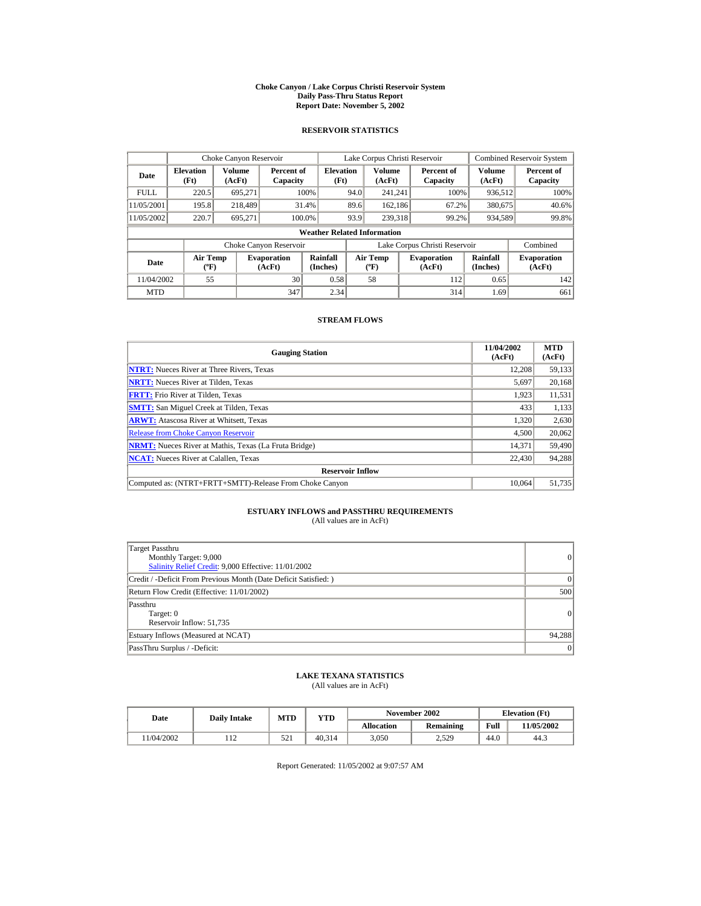# Choke Canyon / Lake Corpus Christi Reservoir System
## Daily Pass-Thru Status Report
### Report Date: November 5, 2002

## RESERVOIR STATISTICS

| Date | Choke Canyon Reservoir | | | Lake Corpus Christi Reservoir | | | Combined Reservoir System | |
|---|---|---|---|---|---|---|---|---|
| | Elevation (Ft) | Volume (AcFt) | Percent of Capacity | Elevation (Ft) | Volume (AcFt) | Percent of Capacity | Volume (AcFt) | Percent of Capacity |
| FULL | 220.5 | 695,271 | 100% | 94.0 | 241,241 | 100% | 936,512 | 100% |
| 11/05/2001 | 195.8 | 218,489 | 31.4% | 89.6 | 162,186 | 67.2% | 380,675 | 40.6% |
| 11/05/2002 | 220.7 | 695,271 | 100.0% | 93.9 | 239,318 | 99.2% | 934,589 | 99.8% |

**Weather Related Information**

| Date | Choke Canyon Reservoir | | | Lake Corpus Christi Reservoir | | | Combined |
|---|---|---|---|---|---|---|---|
| | Air Temp (ºF) | Evaporation (AcFt) | Rainfall (Inches) | Air Temp (ºF) | Evaporation (AcFt) | Rainfall (Inches) | Evaporation (AcFt) |
| 11/04/2002 | 55 | 30 | 0.58 | 58 | 112 | 0.65 | 142 |
| MTD | | 347 | 2.34 | | 314 | 1.69 | 661 |

## STREAM FLOWS

| Gauging Station | 11/04/2002 (AcFt) | MTD (AcFt) |
|---|---|---|
| NTRT: Nueces River at Three Rivers, Texas | 12,208 | 59,133 |
| NRTT: Nueces River at Tilden, Texas | 5,697 | 20,168 |
| FRTT: Frio River at Tilden, Texas | 1,923 | 11,531 |
| SMTT: San Miguel Creek at Tilden, Texas | 433 | 1,133 |
| ARWT: Atascosa River at Whitsett, Texas | 1,320 | 2,630 |
| Release from Choke Canyon Reservoir | 4,500 | 20,062 |
| NRMT: Nueces River at Mathis, Texas (La Fruta Bridge) | 14,371 | 59,490 |
| NCAT: Nueces River at Calallen, Texas | 22,430 | 94,288 |
| **Reservoir Inflow** | | |
| Computed as: (NTRT+FRTT+SMTT)-Release From Choke Canyon | 10,064 | 51,735 |

## ESTUARY INFLOWS and PASSTHRU REQUIREMENTS
(All values are in AcFt)

| | |
|---|---|
| Target Passthru<br>Monthly Target: 9,000<br>Salinity Relief Credit: 9,000 Effective: 11/01/2002 | 0 |
| Credit / -Deficit From Previous Month (Date Deficit Satisfied: ) | 0 |
| Return Flow Credit (Effective: 11/01/2002) | 500 |
| Passthru<br>Target: 0<br>Reservoir Inflow: 51,735 | 0 |
| Estuary Inflows (Measured at NCAT) | 94,288 |
| PassThru Surplus / -Deficit: | 0 |

## LAKE TEXANA STATISTICS
(All values are in AcFt)

| Date | Daily Intake | MTD | YTD | November 2002 | | Elevation (Ft) | |
|---|---|---|---|---|---|---|---|
| | | | | Allocation | Remaining | Full | 11/05/2002 |
| 11/04/2002 | 112 | 521 | 40,314 | 3,050 | 2,529 | 44.0 | 44.3 |

Report Generated: 11/05/2002 at 9:07:57 AM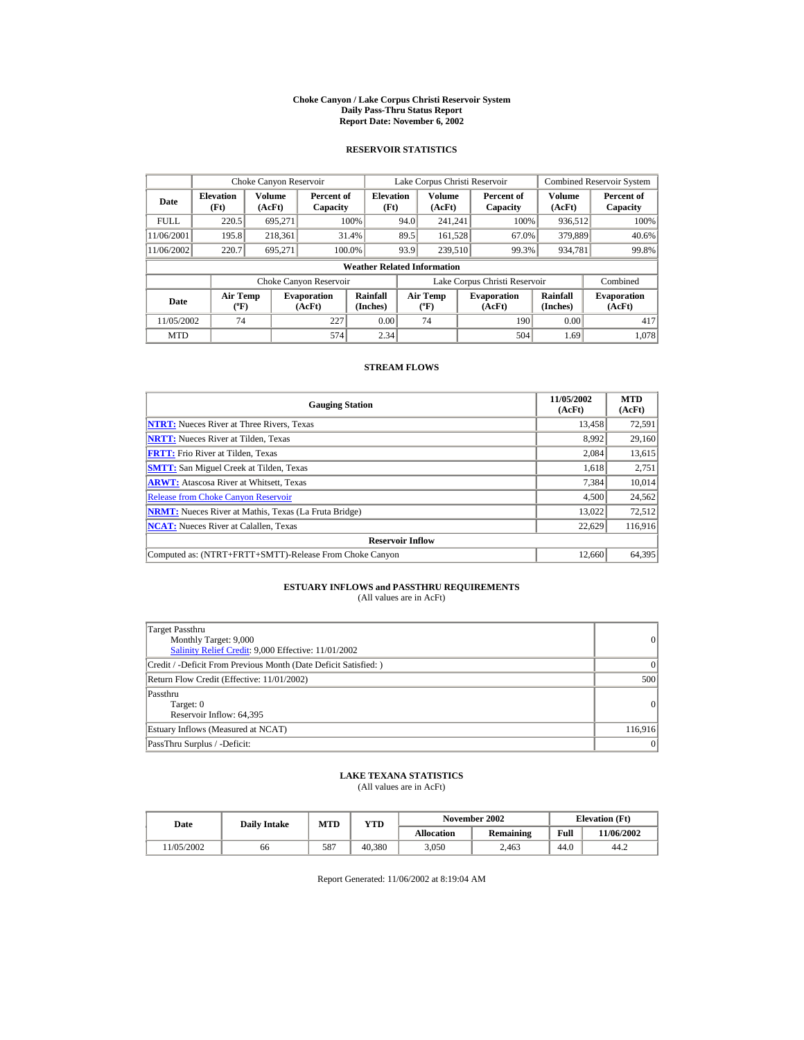# Choke Canyon / Lake Corpus Christi Reservoir System
## Daily Pass-Thru Status Report
### Report Date: November 6, 2002

## RESERVOIR STATISTICS

| | Choke Canyon Reservoir | | | Lake Corpus Christi Reservoir | | | Combined Reservoir System | |
|---|---|---|---|---|---|---|---|---|
| Date | Elevation (Ft) | Volume (AcFt) | Percent of Capacity | Elevation (Ft) | Volume (AcFt) | Percent of Capacity | Volume (AcFt) | Percent of Capacity |
| FULL | 220.5 | 695,271 | 100% | 94.0 | 241,241 | 100% | 936,512 | 100% |
| 11/06/2001 | 195.8 | 218,361 | 31.4% | 89.5 | 161,528 | 67.0% | 379,889 | 40.6% |
| 11/06/2002 | 220.7 | 695,271 | 100.0% | 93.9 | 239,510 | 99.3% | 934,781 | 99.8% |

**Weather Related Information**

| | Choke Canyon Reservoir | | | Lake Corpus Christi Reservoir | | | Combined |
|---|---|---|---|---|---|---|---|
| Date | Air Temp (ºF) | Evaporation (AcFt) | Rainfall (Inches) | Air Temp (ºF) | Evaporation (AcFt) | Rainfall (Inches) | Evaporation (AcFt) |
| 11/05/2002 | 74 | 227 | 0.00 | 74 | 190 | 0.00 | 417 |
| MTD | | 574 | 2.34 | | 504 | 1.69 | 1,078 |

## STREAM FLOWS

| Gauging Station | 11/05/2002 (AcFt) | MTD (AcFt) |
|---|---|---|
| NTRT: Nueces River at Three Rivers, Texas | 13,458 | 72,591 |
| NRTT: Nueces River at Tilden, Texas | 8,992 | 29,160 |
| FRTT: Frio River at Tilden, Texas | 2,084 | 13,615 |
| SMTT: San Miguel Creek at Tilden, Texas | 1,618 | 2,751 |
| ARWT: Atascosa River at Whitsett, Texas | 7,384 | 10,014 |
| Release from Choke Canyon Reservoir | 4,500 | 24,562 |
| NRMT: Nueces River at Mathis, Texas (La Fruta Bridge) | 13,022 | 72,512 |
| NCAT: Nueces River at Calallen, Texas | 22,629 | 116,916 |
| **Reservoir Inflow** | | |
| Computed as: (NTRT+FRTT+SMTT)-Release From Choke Canyon | 12,660 | 64,395 |

## ESTUARY INFLOWS and PASSTHRU REQUIREMENTS
(All values are in AcFt)

| | |
|---|---|
| Target Passthru<br>Monthly Target: 9,000<br>Salinity Relief Credit: 9,000 Effective: 11/01/2002 | 0 |
| Credit / -Deficit From Previous Month (Date Deficit Satisfied: ) | 0 |
| Return Flow Credit (Effective: 11/01/2002) | 500 |
| Passthru<br>Target: 0<br>Reservoir Inflow: 64,395 | 0 |
| Estuary Inflows (Measured at NCAT) | 116,916 |
| PassThru Surplus / -Deficit: | 0 |

## LAKE TEXANA STATISTICS
(All values are in AcFt)

| Date | Daily Intake | MTD | YTD | November 2002 | | Elevation (Ft) | |
|---|---|---|---|---|---|---|---|
| | | | | Allocation | Remaining | Full | 11/06/2002 |
| 11/05/2002 | 66 | 587 | 40,380 | 3,050 | 2,463 | 44.0 | 44.2 |

Report Generated: 11/06/2002 at 8:19:04 AM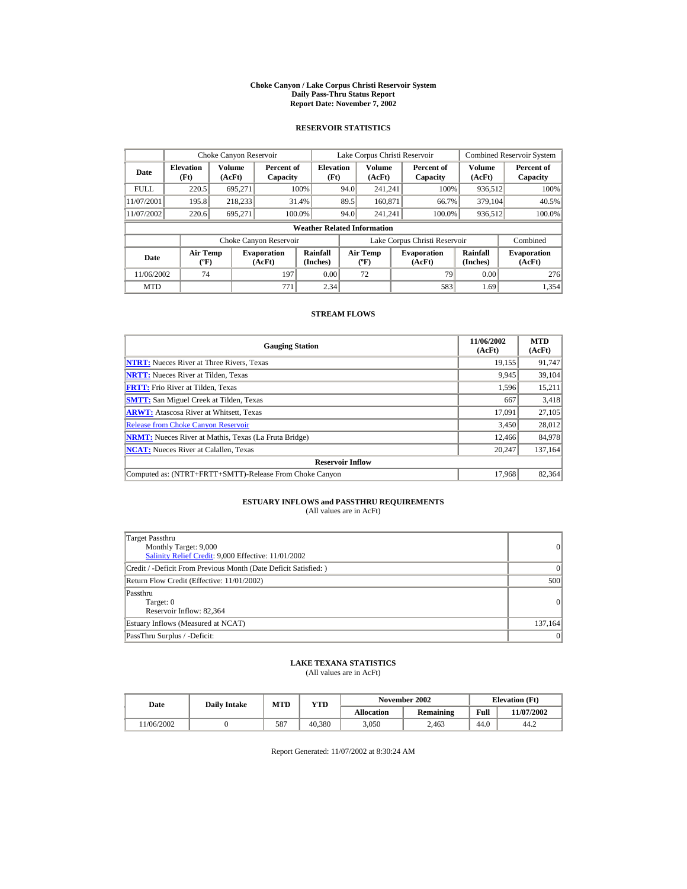# Choke Canyon / Lake Corpus Christi Reservoir System
## Daily Pass-Thru Status Report
## Report Date: November 7, 2002

### RESERVOIR STATISTICS

| Date | Choke Canyon Reservoir | | | Lake Corpus Christi Reservoir | | | Combined Reservoir System | |
|---|---|---|---|---|---|---|---|---|
| | Elevation (Ft) | Volume (AcFt) | Percent of Capacity | Elevation (Ft) | Volume (AcFt) | Percent of Capacity | Volume (AcFt) | Percent of Capacity |
| FULL | 220.5 | 695,271 | 100% | 94.0 | 241,241 | 100% | 936,512 | 100% |
| 11/07/2001 | 195.8 | 218,233 | 31.4% | 89.5 | 160,871 | 66.7% | 379,104 | 40.5% |
| 11/07/2002 | 220.6 | 695,271 | 100.0% | 94.0 | 241,241 | 100.0% | 936,512 | 100.0% |

**Weather Related Information**

| Date | Choke Canyon Reservoir | | | Lake Corpus Christi Reservoir | | | Combined |
|---|---|---|---|---|---|---|---|
| | Air Temp (ºF) | Evaporation (AcFt) | Rainfall (Inches) | Air Temp (ºF) | Evaporation (AcFt) | Rainfall (Inches) | Evaporation (AcFt) |
| 11/06/2002 | 74 | 197 | 0.00 | 72 | 79 | 0.00 | 276 |
| MTD | | 771 | 2.34 | | 583 | 1.69 | 1,354 |

### STREAM FLOWS

| Gauging Station | 11/06/2002 (AcFt) | MTD (AcFt) |
|---|---|---|
| NTRT: Nueces River at Three Rivers, Texas | 19,155 | 91,747 |
| NRTT: Nueces River at Tilden, Texas | 9,945 | 39,104 |
| FRTT: Frio River at Tilden, Texas | 1,596 | 15,211 |
| SMTT: San Miguel Creek at Tilden, Texas | 667 | 3,418 |
| ARWT: Atascosa River at Whitsett, Texas | 17,091 | 27,105 |
| Release from Choke Canyon Reservoir | 3,450 | 28,012 |
| NRMT: Nueces River at Mathis, Texas (La Fruta Bridge) | 12,466 | 84,978 |
| NCAT: Nueces River at Calallen, Texas | 20,247 | 137,164 |
| **Reservoir Inflow** | | |
| Computed as: (NTRT+FRTT+SMTT)-Release From Choke Canyon | 17,968 | 82,364 |

### ESTUARY INFLOWS and PASSTHRU REQUIREMENTS
(All values are in AcFt)

| | |
|---|---|
| Target Passthru<br>Monthly Target: 9,000<br>Salinity Relief Credit: 9,000 Effective: 11/01/2002 | 0 |
| Credit / -Deficit From Previous Month (Date Deficit Satisfied: ) | 0 |
| Return Flow Credit (Effective: 11/01/2002) | 500 |
| Passthru<br>Target: 0<br>Reservoir Inflow: 82,364 | 0 |
| Estuary Inflows (Measured at NCAT) | 137,164 |
| PassThru Surplus / -Deficit: | 0 |

### LAKE TEXANA STATISTICS
(All values are in AcFt)

| Date | Daily Intake | MTD | YTD | November 2002 | | Elevation (Ft) | |
|---|---|---|---|---|---|---|---|
| | | | | Allocation | Remaining | Full | 11/07/2002 |
| 11/06/2002 | 0 | 587 | 40,380 | 3,050 | 2,463 | 44.0 | 44.2 |

Report Generated: 11/07/2002 at 8:30:24 AM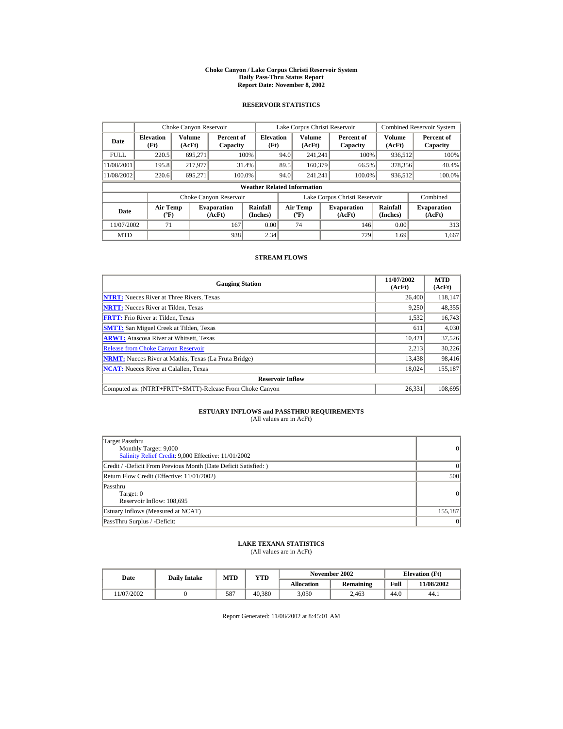# Choke Canyon / Lake Corpus Christi Reservoir System
## Daily Pass-Thru Status Report
## Report Date: November 8, 2002

### RESERVOIR STATISTICS

| Date | Choke Canyon Reservoir | | | Lake Corpus Christi Reservoir | | | Combined Reservoir System | |
|---|---|---|---|---|---|---|---|---|
| | Elevation (Ft) | Volume (AcFt) | Percent of Capacity | Elevation (Ft) | Volume (AcFt) | Percent of Capacity | Volume (AcFt) | Percent of Capacity |
| FULL | 220.5 | 695,271 | 100% | 94.0 | 241,241 | 100% | 936,512 | 100% |
| 11/08/2001 | 195.8 | 217,977 | 31.4% | 89.5 | 160,379 | 66.5% | 378,356 | 40.4% |
| 11/08/2002 | 220.6 | 695,271 | 100.0% | 94.0 | 241,241 | 100.0% | 936,512 | 100.0% |

**Weather Related Information**

| Date | Choke Canyon Reservoir | | | Lake Corpus Christi Reservoir | | | Combined |
|---|---|---|---|---|---|---|---|
| | Air Temp (ºF) | Evaporation (AcFt) | Rainfall (Inches) | Air Temp (ºF) | Evaporation (AcFt) | Rainfall (Inches) | Evaporation (AcFt) |
| 11/07/2002 | 71 | 167 | 0.00 | 74 | 146 | 0.00 | 313 |
| MTD | | 938 | 2.34 | | 729 | 1.69 | 1,667 |

### STREAM FLOWS

| Gauging Station | 11/07/2002 (AcFt) | MTD (AcFt) |
|---|---|---|
| **NTRT:** Nueces River at Three Rivers, Texas | 26,400 | 118,147 |
| **NRTT:** Nueces River at Tilden, Texas | 9,250 | 48,355 |
| **FRTT:** Frio River at Tilden, Texas | 1,532 | 16,743 |
| **SMTT:** San Miguel Creek at Tilden, Texas | 611 | 4,030 |
| **ARWT:** Atascosa River at Whitsett, Texas | 10,421 | 37,526 |
| Release from Choke Canyon Reservoir | 2,213 | 30,226 |
| **NRMT:** Nueces River at Mathis, Texas (La Fruta Bridge) | 13,438 | 98,416 |
| **NCAT:** Nueces River at Calallen, Texas | 18,024 | 155,187 |
| **Reservoir Inflow** | | |
| Computed as: (NTRT+FRTT+SMTT)-Release From Choke Canyon | 26,331 | 108,695 |

### ESTUARY INFLOWS and PASSTHRU REQUIREMENTS
(All values are in AcFt)

| | |
|---|---|
| Target Passthru<br>Monthly Target: 9,000<br>Salinity Relief Credit: 9,000 Effective: 11/01/2002 | 0 |
| Credit / -Deficit From Previous Month (Date Deficit Satisfied: ) | 0 |
| Return Flow Credit (Effective: 11/01/2002) | 500 |
| Passthru<br>Target: 0<br>Reservoir Inflow: 108,695 | 0 |
| Estuary Inflows (Measured at NCAT) | 155,187 |
| PassThru Surplus / -Deficit: | 0 |

### LAKE TEXANA STATISTICS
(All values are in AcFt)

| Date | Daily Intake | MTD | YTD | November 2002 | | Elevation (Ft) | |
|---|---|---|---|---|---|---|---|
| | | | | Allocation | Remaining | Full | 11/08/2002 |
| 11/07/2002 | 0 | 587 | 40,380 | 3,050 | 2,463 | 44.0 | 44.1 |

Report Generated: 11/08/2002 at 8:45:01 AM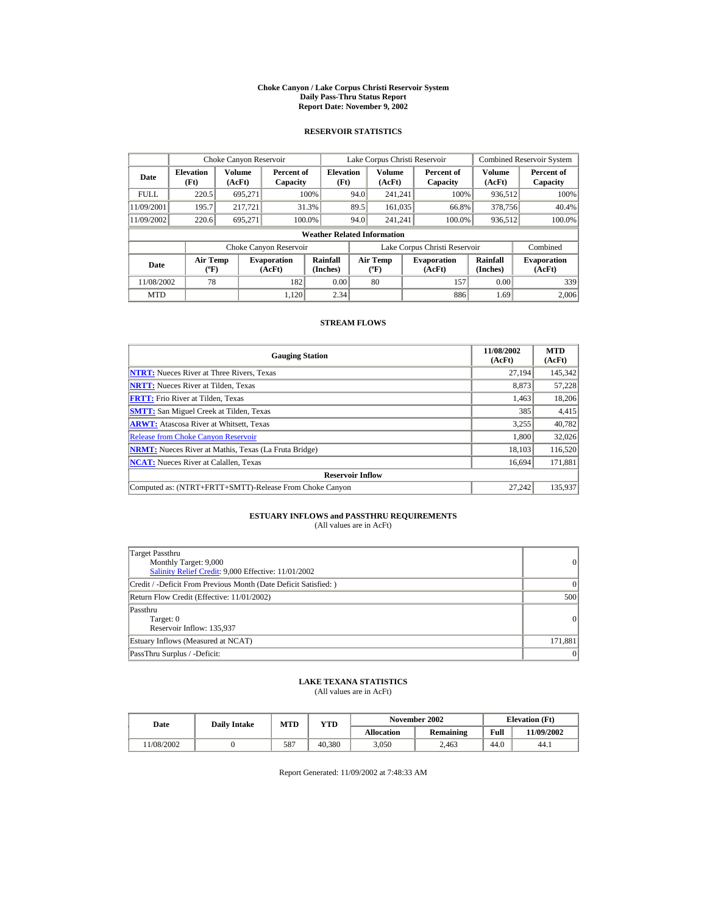# Choke Canyon / Lake Corpus Christi Reservoir System
## Daily Pass-Thru Status Report
## Report Date: November 9, 2002

### RESERVOIR STATISTICS

| Date | Choke Canyon Reservoir | | | Lake Corpus Christi Reservoir | | | Combined Reservoir System | |
|---|---|---|---|---|---|---|---|---|
| | Elevation (Ft) | Volume (AcFt) | Percent of Capacity | Elevation (Ft) | Volume (AcFt) | Percent of Capacity | Volume (AcFt) | Percent of Capacity |
| FULL | 220.5 | 695,271 | 100% | 94.0 | 241,241 | 100% | 936,512 | 100% |
| 11/09/2001 | 195.7 | 217,721 | 31.3% | 89.5 | 161,035 | 66.8% | 378,756 | 40.4% |
| 11/09/2002 | 220.6 | 695,271 | 100.0% | 94.0 | 241,241 | 100.0% | 936,512 | 100.0% |

**Weather Related Information**

| Date | Choke Canyon Reservoir | | | Lake Corpus Christi Reservoir | | | Combined |
|---|---|---|---|---|---|---|---|
| | Air Temp (ºF) | Evaporation (AcFt) | Rainfall (Inches) | Air Temp (ºF) | Evaporation (AcFt) | Rainfall (Inches) | Evaporation (AcFt) |
| 11/08/2002 | 78 | 182 | 0.00 | 80 | 157 | 0.00 | 339 |
| MTD | | 1,120 | 2.34 | | 886 | 1.69 | 2,006 |

### STREAM FLOWS

| Gauging Station | 11/08/2002 (AcFt) | MTD (AcFt) |
|---|---|---|
| NTRT: Nueces River at Three Rivers, Texas | 27,194 | 145,342 |
| NRTT: Nueces River at Tilden, Texas | 8,873 | 57,228 |
| FRTT: Frio River at Tilden, Texas | 1,463 | 18,206 |
| SMTT: San Miguel Creek at Tilden, Texas | 385 | 4,415 |
| ARWT: Atascosa River at Whitsett, Texas | 3,255 | 40,782 |
| Release from Choke Canyon Reservoir | 1,800 | 32,026 |
| NRMT: Nueces River at Mathis, Texas (La Fruta Bridge) | 18,103 | 116,520 |
| NCAT: Nueces River at Calallen, Texas | 16,694 | 171,881 |
| **Reservoir Inflow** | | |
| Computed as: (NTRT+FRTT+SMTT)-Release From Choke Canyon | 27,242 | 135,937 |

### ESTUARY INFLOWS and PASSTHRU REQUIREMENTS
(All values are in AcFt)

| | |
|---|---|
| Target Passthru<br>Monthly Target: 9,000<br>Salinity Relief Credit: 9,000 Effective: 11/01/2002 | 0 |
| Credit / -Deficit From Previous Month (Date Deficit Satisfied: ) | 0 |
| Return Flow Credit (Effective: 11/01/2002) | 500 |
| Passthru<br>Target: 0<br>Reservoir Inflow: 135,937 | 0 |
| Estuary Inflows (Measured at NCAT) | 171,881 |
| PassThru Surplus / -Deficit: | 0 |

### LAKE TEXANA STATISTICS
(All values are in AcFt)

| Date | Daily Intake | MTD | YTD | November 2002 | | Elevation (Ft) | |
|---|---|---|---|---|---|---|---|
| | | | | Allocation | Remaining | Full | 11/09/2002 |
| 11/08/2002 | 0 | 587 | 40,380 | 3,050 | 2,463 | 44.0 | 44.1 |

Report Generated: 11/09/2002 at 7:48:33 AM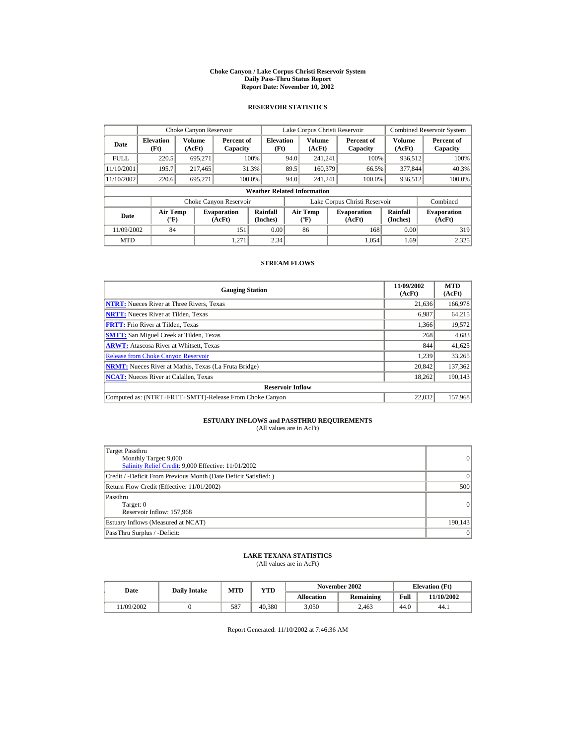# Choke Canyon / Lake Corpus Christi Reservoir System
## Daily Pass-Thru Status Report
## Report Date: November 10, 2002

### RESERVOIR STATISTICS

| Date | Choke Canyon Reservoir | | | Lake Corpus Christi Reservoir | | | Combined Reservoir System | |
|---|---|---|---|---|---|---|---|---|
| | Elevation (Ft) | Volume (AcFt) | Percent of Capacity | Elevation (Ft) | Volume (AcFt) | Percent of Capacity | Volume (AcFt) | Percent of Capacity |
| FULL | 220.5 | 695,271 | 100% | 94.0 | 241,241 | 100% | 936,512 | 100% |
| 11/10/2001 | 195.7 | 217,465 | 31.3% | 89.5 | 160,379 | 66.5% | 377,844 | 40.3% |
| 11/10/2002 | 220.6 | 695,271 | 100.0% | 94.0 | 241,241 | 100.0% | 936,512 | 100.0% |

**Weather Related Information**

| Date | Choke Canyon Reservoir | | | Lake Corpus Christi Reservoir | | | Combined |
|---|---|---|---|---|---|---|---|
| | Air Temp (ºF) | Evaporation (AcFt) | Rainfall (Inches) | Air Temp (ºF) | Evaporation (AcFt) | Rainfall (Inches) | Evaporation (AcFt) |
| 11/09/2002 | 84 | 151 | 0.00 | 86 | 168 | 0.00 | 319 |
| MTD | | 1,271 | 2.34 | | 1,054 | 1.69 | 2,325 |

### STREAM FLOWS

| Gauging Station | 11/09/2002 (AcFt) | MTD (AcFt) |
|---|---|---|
| NTRT: Nueces River at Three Rivers, Texas | 21,636 | 166,978 |
| NRTT: Nueces River at Tilden, Texas | 6,987 | 64,215 |
| FRTT: Frio River at Tilden, Texas | 1,366 | 19,572 |
| SMTT: San Miguel Creek at Tilden, Texas | 268 | 4,683 |
| ARWT: Atascosa River at Whitsett, Texas | 844 | 41,625 |
| Release from Choke Canyon Reservoir | 1,239 | 33,265 |
| NRMT: Nueces River at Mathis, Texas (La Fruta Bridge) | 20,842 | 137,362 |
| NCAT: Nueces River at Calallen, Texas | 18,262 | 190,143 |
| **Reservoir Inflow** | | |
| Computed as: (NTRT+FRTT+SMTT)-Release From Choke Canyon | 22,032 | 157,968 |

### ESTUARY INFLOWS and PASSTHRU REQUIREMENTS
(All values are in AcFt)

| | |
|---|---|
| Target Passthru<br>Monthly Target: 9,000<br>Salinity Relief Credit: 9,000 Effective: 11/01/2002 | 0 |
| Credit / -Deficit From Previous Month (Date Deficit Satisfied: ) | 0 |
| Return Flow Credit (Effective: 11/01/2002) | 500 |
| Passthru<br>Target: 0<br>Reservoir Inflow: 157,968 | 0 |
| Estuary Inflows (Measured at NCAT) | 190,143 |
| PassThru Surplus / -Deficit: | 0 |

### LAKE TEXANA STATISTICS
(All values are in AcFt)

| Date | Daily Intake | MTD | YTD | November 2002 | | Elevation (Ft) | |
|---|---|---|---|---|---|---|---|
| | | | | Allocation | Remaining | Full | 11/10/2002 |
| 11/09/2002 | 0 | 587 | 40,380 | 3,050 | 2,463 | 44.0 | 44.1 |

Report Generated: 11/10/2002 at 7:46:36 AM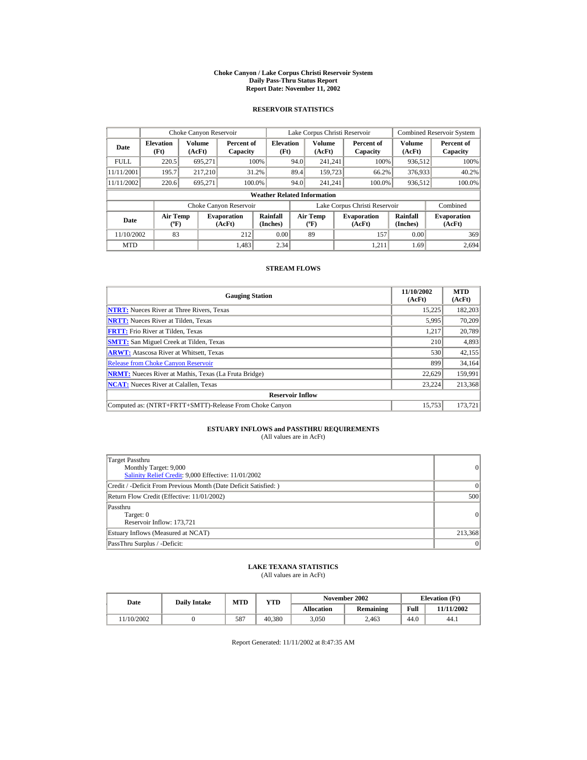# Choke Canyon / Lake Corpus Christi Reservoir System
## Daily Pass-Thru Status Report
## Report Date: November 11, 2002

### RESERVOIR STATISTICS

| Date | Choke Canyon Reservoir | | | Lake Corpus Christi Reservoir | | | Combined Reservoir System | |
|---|---|---|---|---|---|---|---|---|
| | Elevation (Ft) | Volume (AcFt) | Percent of Capacity | Elevation (Ft) | Volume (AcFt) | Percent of Capacity | Volume (AcFt) | Percent of Capacity |
| FULL | 220.5 | 695,271 | 100% | 94.0 | 241,241 | 100% | 936,512 | 100% |
| 11/11/2001 | 195.7 | 217,210 | 31.2% | 89.4 | 159,723 | 66.2% | 376,933 | 40.2% |
| 11/11/2002 | 220.6 | 695,271 | 100.0% | 94.0 | 241,241 | 100.0% | 936,512 | 100.0% |

**Weather Related Information**

| Date | Choke Canyon Reservoir | | | Lake Corpus Christi Reservoir | | | Combined |
|---|---|---|---|---|---|---|---|
| | Air Temp (ºF) | Evaporation (AcFt) | Rainfall (Inches) | Air Temp (ºF) | Evaporation (AcFt) | Rainfall (Inches) | Evaporation (AcFt) |
| 11/10/2002 | 83 | 212 | 0.00 | 89 | 157 | 0.00 | 369 |
| MTD | | 1,483 | 2.34 | | 1,211 | 1.69 | 2,694 |

### STREAM FLOWS

| Gauging Station | 11/10/2002 (AcFt) | MTD (AcFt) |
|---|---|---|
| NTRT: Nueces River at Three Rivers, Texas | 15,225 | 182,203 |
| NRTT: Nueces River at Tilden, Texas | 5,995 | 70,209 |
| FRTT: Frio River at Tilden, Texas | 1,217 | 20,789 |
| SMTT: San Miguel Creek at Tilden, Texas | 210 | 4,893 |
| ARWT: Atascosa River at Whitsett, Texas | 530 | 42,155 |
| Release from Choke Canyon Reservoir | 899 | 34,164 |
| NRMT: Nueces River at Mathis, Texas (La Fruta Bridge) | 22,629 | 159,991 |
| NCAT: Nueces River at Calallen, Texas | 23,224 | 213,368 |
| **Reservoir Inflow** | | |
| Computed as: (NTRT+FRTT+SMTT)-Release From Choke Canyon | 15,753 | 173,721 |

### ESTUARY INFLOWS and PASSTHRU REQUIREMENTS
(All values are in AcFt)

| | |
|---|---|
| Target Passthru<br>Monthly Target: 9,000<br>Salinity Relief Credit: 9,000 Effective: 11/01/2002 | 0 |
| Credit / -Deficit From Previous Month (Date Deficit Satisfied: ) | 0 |
| Return Flow Credit (Effective: 11/01/2002) | 500 |
| Passthru<br>Target: 0<br>Reservoir Inflow: 173,721 | 0 |
| Estuary Inflows (Measured at NCAT) | 213,368 |
| PassThru Surplus / -Deficit: | 0 |

### LAKE TEXANA STATISTICS
(All values are in AcFt)

| Date | Daily Intake | MTD | YTD | November 2002 | | Elevation (Ft) | |
|---|---|---|---|---|---|---|---|
| | | | | Allocation | Remaining | Full | 11/11/2002 |
| 11/10/2002 | 0 | 587 | 40,380 | 3,050 | 2,463 | 44.0 | 44.1 |

Report Generated: 11/11/2002 at 8:47:35 AM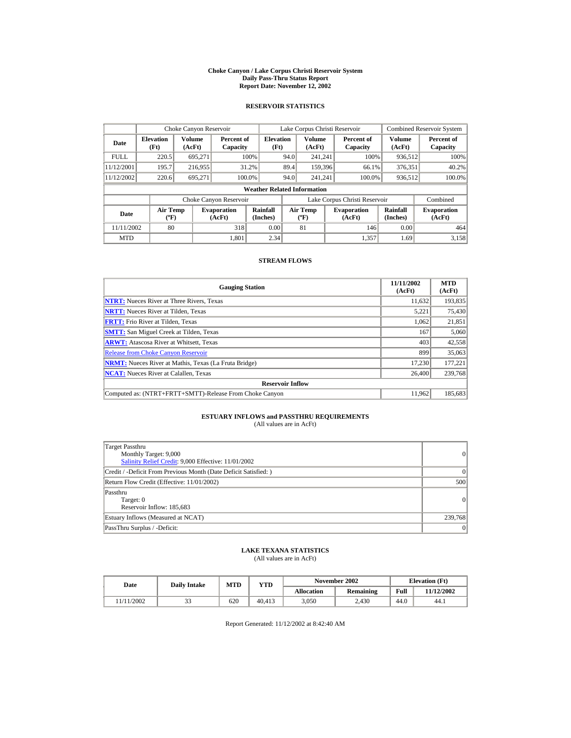# Choke Canyon / Lake Corpus Christi Reservoir System
## Daily Pass-Thru Status Report
## Report Date: November 12, 2002

### RESERVOIR STATISTICS

| | Choke Canyon Reservoir | | | Lake Corpus Christi Reservoir | | | Combined Reservoir System | |
|---|---|---|---|---|---|---|---|---|
| **Date** | **Elevation (Ft)** | **Volume (AcFt)** | **Percent of Capacity** | **Elevation (Ft)** | **Volume (AcFt)** | **Percent of Capacity** | **Volume (AcFt)** | **Percent of Capacity** |
| FULL | 220.5 | 695,271 | 100% | 94.0 | 241,241 | 100% | 936,512 | 100% |
| 11/12/2001 | 195.7 | 216,955 | 31.2% | 89.4 | 159,396 | 66.1% | 376,351 | 40.2% |
| 11/12/2002 | 220.6 | 695,271 | 100.0% | 94.0 | 241,241 | 100.0% | 936,512 | 100.0% |

**Weather Related Information**

| | Choke Canyon Reservoir | | | Lake Corpus Christi Reservoir | | | Combined |
|---|---|---|---|---|---|---|---|
| **Date** | **Air Temp (ºF)** | **Evaporation (AcFt)** | **Rainfall (Inches)** | **Air Temp (ºF)** | **Evaporation (AcFt)** | **Rainfall (Inches)** | **Evaporation (AcFt)** |
| 11/11/2002 | 80 | 318 | 0.00 | 81 | 146 | 0.00 | 464 |
| MTD | | 1,801 | 2.34 | | 1,357 | 1.69 | 3,158 |

### STREAM FLOWS

| Gauging Station | 11/11/2002 (AcFt) | MTD (AcFt) |
|---|---|---|
| **NTRT:** Nueces River at Three Rivers, Texas | 11,632 | 193,835 |
| **NRTT:** Nueces River at Tilden, Texas | 5,221 | 75,430 |
| **FRTT:** Frio River at Tilden, Texas | 1,062 | 21,851 |
| **SMTT:** San Miguel Creek at Tilden, Texas | 167 | 5,060 |
| **ARWT:** Atascosa River at Whitsett, Texas | 403 | 42,558 |
| Release from Choke Canyon Reservoir | 899 | 35,063 |
| **NRMT:** Nueces River at Mathis, Texas (La Fruta Bridge) | 17,230 | 177,221 |
| **NCAT:** Nueces River at Calallen, Texas | 26,400 | 239,768 |
| **Reservoir Inflow** | | |
| Computed as: (NTRT+FRTT+SMTT)-Release From Choke Canyon | 11,962 | 185,683 |

### ESTUARY INFLOWS and PASSTHRU REQUIREMENTS
(All values are in AcFt)

| | |
|---|---|
| Target Passthru<br>Monthly Target: 9,000<br>Salinity Relief Credit: 9,000 Effective: 11/01/2002 | 0 |
| Credit / -Deficit From Previous Month (Date Deficit Satisfied: ) | 0 |
| Return Flow Credit (Effective: 11/01/2002) | 500 |
| Passthru<br>Target: 0<br>Reservoir Inflow: 185,683 | 0 |
| Estuary Inflows (Measured at NCAT) | 239,768 |
| PassThru Surplus / -Deficit: | 0 |

### LAKE TEXANA STATISTICS
(All values are in AcFt)

| Date | Daily Intake | MTD | YTD | November 2002 | | Elevation (Ft) | |
|---|---|---|---|---|---|---|---|
| | | | | **Allocation** | **Remaining** | **Full** | **11/12/2002** |
| 11/11/2002 | 33 | 620 | 40,413 | 3,050 | 2,430 | 44.0 | 44.1 |

Report Generated: 11/12/2002 at 8:42:40 AM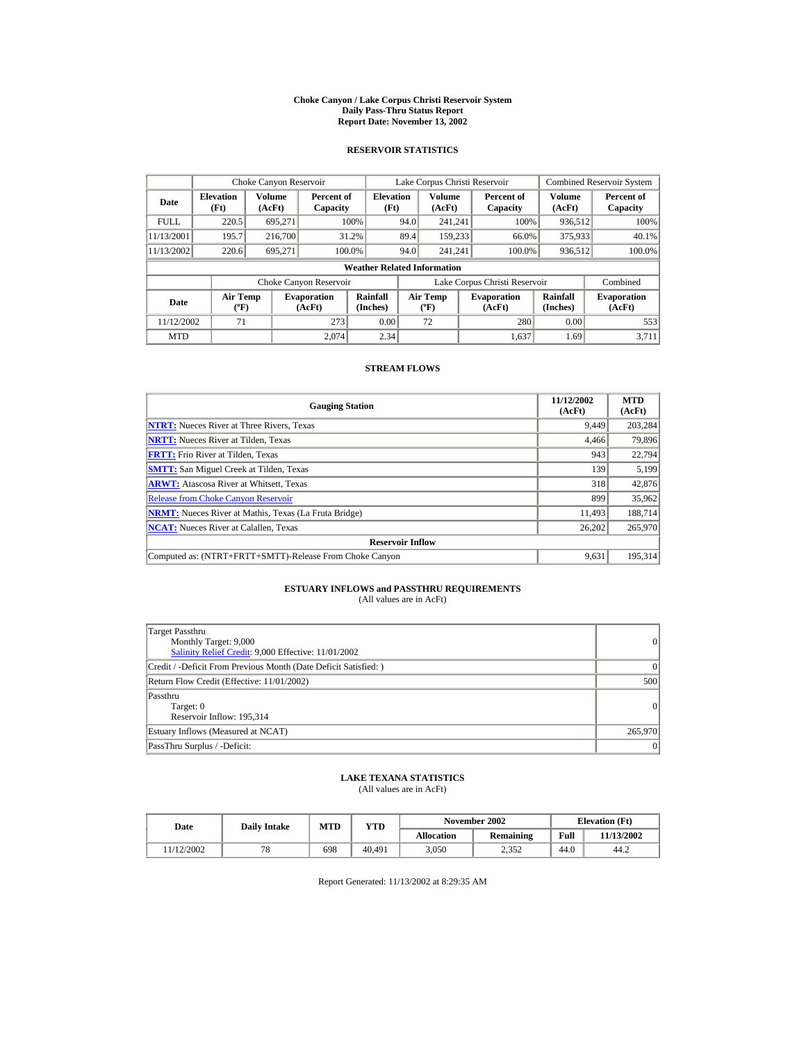# Choke Canyon / Lake Corpus Christi Reservoir System
## Daily Pass-Thru Status Report
## Report Date: November 13, 2002

### RESERVOIR STATISTICS

| Date | Choke Canyon Reservoir | | | Lake Corpus Christi Reservoir | | | Combined Reservoir System | |
|---|---|---|---|---|---|---|---|---|
| | Elevation (Ft) | Volume (AcFt) | Percent of Capacity | Elevation (Ft) | Volume (AcFt) | Percent of Capacity | Volume (AcFt) | Percent of Capacity |
| FULL | 220.5 | 695,271 | 100% | 94.0 | 241,241 | 100% | 936,512 | 100% |
| 11/13/2001 | 195.7 | 216,700 | 31.2% | 89.4 | 159,233 | 66.0% | 375,933 | 40.1% |
| 11/13/2002 | 220.6 | 695,271 | 100.0% | 94.0 | 241,241 | 100.0% | 936,512 | 100.0% |

**Weather Related Information**

| Date | Choke Canyon Reservoir | | | Lake Corpus Christi Reservoir | | | Combined |
|---|---|---|---|---|---|---|---|
| | Air Temp (ºF) | Evaporation (AcFt) | Rainfall (Inches) | Air Temp (ºF) | Evaporation (AcFt) | Rainfall (Inches) | Evaporation (AcFt) |
| 11/12/2002 | 71 | 273 | 0.00 | 72 | 280 | 0.00 | 553 |
| MTD | | 2,074 | 2.34 | | 1,637 | 1.69 | 3,711 |

### STREAM FLOWS

| Gauging Station | 11/12/2002 (AcFt) | MTD (AcFt) |
|---|---|---|
| NTRT: Nueces River at Three Rivers, Texas | 9,449 | 203,284 |
| NRTT: Nueces River at Tilden, Texas | 4,466 | 79,896 |
| FRTT: Frio River at Tilden, Texas | 943 | 22,794 |
| SMTT: San Miguel Creek at Tilden, Texas | 139 | 5,199 |
| ARWT: Atascosa River at Whitsett, Texas | 318 | 42,876 |
| Release from Choke Canyon Reservoir | 899 | 35,962 |
| NRMT: Nueces River at Mathis, Texas (La Fruta Bridge) | 11,493 | 188,714 |
| NCAT: Nueces River at Calallen, Texas | 26,202 | 265,970 |
| **Reservoir Inflow** | | |
| Computed as: (NTRT+FRTT+SMTT)-Release From Choke Canyon | 9,631 | 195,314 |

### ESTUARY INFLOWS and PASSTHRU REQUIREMENTS
(All values are in AcFt)

| | |
|---|---|
| Target Passthru<br>Monthly Target: 9,000<br>Salinity Relief Credit: 9,000 Effective: 11/01/2002 | 0 |
| Credit / -Deficit From Previous Month (Date Deficit Satisfied: ) | 0 |
| Return Flow Credit (Effective: 11/01/2002) | 500 |
| Passthru<br>Target: 0<br>Reservoir Inflow: 195,314 | 0 |
| Estuary Inflows (Measured at NCAT) | 265,970 |
| PassThru Surplus / -Deficit: | 0 |

### LAKE TEXANA STATISTICS
(All values are in AcFt)

| Date | Daily Intake | MTD | YTD | November 2002 | | Elevation (Ft) | |
|---|---|---|---|---|---|---|---|
| | | | | Allocation | Remaining | Full | 11/13/2002 |
| 11/12/2002 | 78 | 698 | 40,491 | 3,050 | 2,352 | 44.0 | 44.2 |

Report Generated: 11/13/2002 at 8:29:35 AM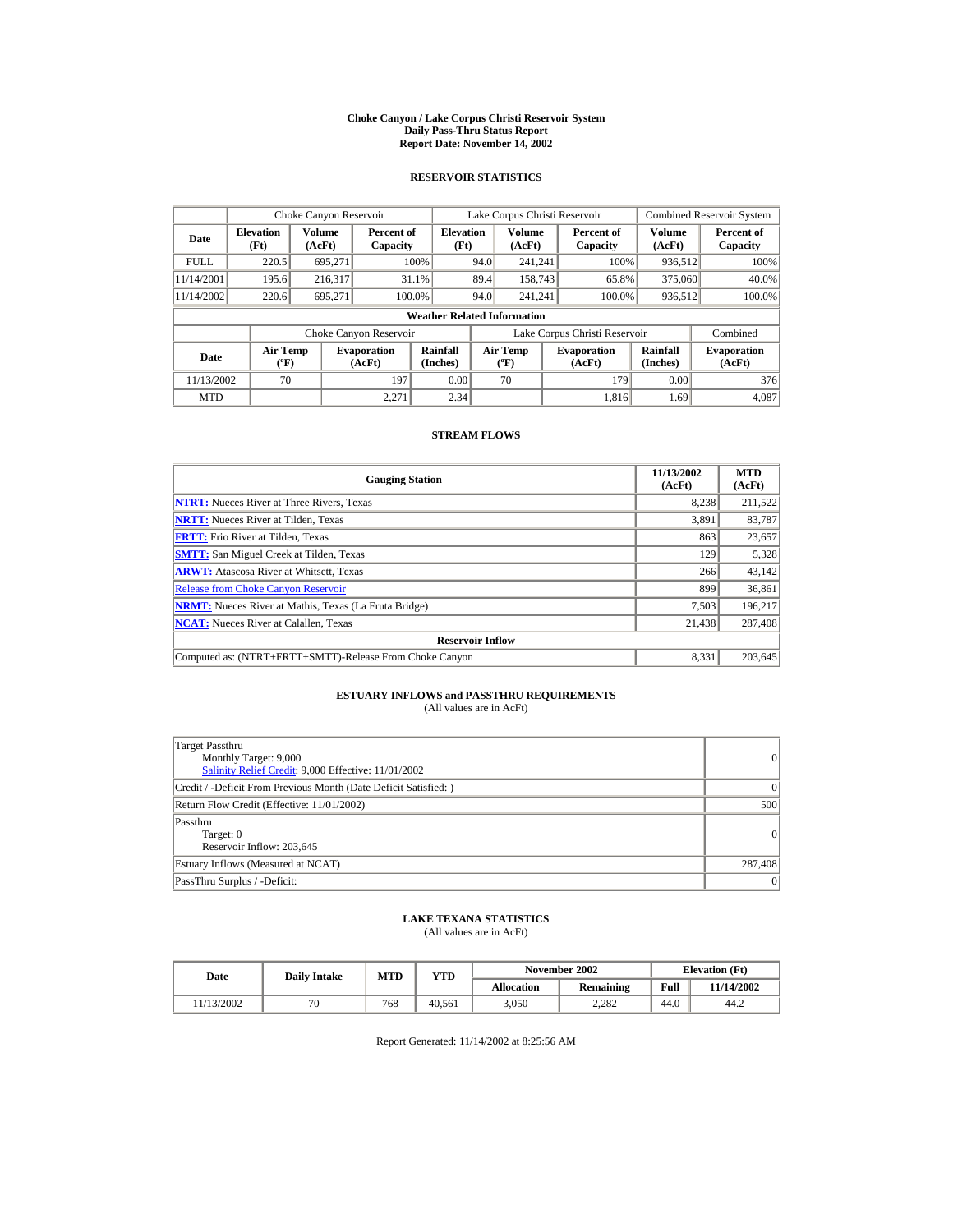# Choke Canyon / Lake Corpus Christi Reservoir System
## Daily Pass-Thru Status Report
## Report Date: November 14, 2002

### RESERVOIR STATISTICS

| | Choke Canyon Reservoir | | | Lake Corpus Christi Reservoir | | | Combined Reservoir System | |
|---|---|---|---|---|---|---|---|---|
| **Date** | **Elevation (Ft)** | **Volume (AcFt)** | **Percent of Capacity** | **Elevation (Ft)** | **Volume (AcFt)** | **Percent of Capacity** | **Volume (AcFt)** | **Percent of Capacity** |
| FULL | 220.5 | 695,271 | 100% | 94.0 | 241,241 | 100% | 936,512 | 100% |
| 11/14/2001 | 195.6 | 216,317 | 31.1% | 89.4 | 158,743 | 65.8% | 375,060 | 40.0% |
| 11/14/2002 | 220.6 | 695,271 | 100.0% | 94.0 | 241,241 | 100.0% | 936,512 | 100.0% |

**Weather Related Information**

| | Choke Canyon Reservoir | | | Lake Corpus Christi Reservoir | | | Combined |
|---|---|---|---|---|---|---|---|
| **Date** | **Air Temp (ºF)** | **Evaporation (AcFt)** | **Rainfall (Inches)** | **Air Temp (ºF)** | **Evaporation (AcFt)** | **Rainfall (Inches)** | **Evaporation (AcFt)** |
| 11/13/2002 | 70 | 197 | 0.00 | 70 | 179 | 0.00 | 376 |
| MTD | | 2,271 | 2.34 | | 1,816 | 1.69 | 4,087 |

### STREAM FLOWS

| Gauging Station | 11/13/2002 (AcFt) | MTD (AcFt) |
|---|---|---|
| **NTRT:** Nueces River at Three Rivers, Texas | 8,238 | 211,522 |
| **NRTT:** Nueces River at Tilden, Texas | 3,891 | 83,787 |
| **FRTT:** Frio River at Tilden, Texas | 863 | 23,657 |
| **SMTT:** San Miguel Creek at Tilden, Texas | 129 | 5,328 |
| **ARWT:** Atascosa River at Whitsett, Texas | 266 | 43,142 |
| Release from Choke Canyon Reservoir | 899 | 36,861 |
| **NRMT:** Nueces River at Mathis, Texas (La Fruta Bridge) | 7,503 | 196,217 |
| **NCAT:** Nueces River at Calallen, Texas | 21,438 | 287,408 |
| **Reservoir Inflow** | | |
| Computed as: (NTRT+FRTT+SMTT)-Release From Choke Canyon | 8,331 | 203,645 |

### ESTUARY INFLOWS and PASSTHRU REQUIREMENTS
(All values are in AcFt)

| | |
|---|---|
| Target Passthru<br>Monthly Target: 9,000<br>Salinity Relief Credit: 9,000 Effective: 11/01/2002 | 0 |
| Credit / -Deficit From Previous Month (Date Deficit Satisfied: ) | 0 |
| Return Flow Credit (Effective: 11/01/2002) | 500 |
| Passthru<br>Target: 0<br>Reservoir Inflow: 203,645 | 0 |
| Estuary Inflows (Measured at NCAT) | 287,408 |
| PassThru Surplus / -Deficit: | 0 |

### LAKE TEXANA STATISTICS
(All values are in AcFt)

| Date | Daily Intake | MTD | YTD | November 2002 | | Elevation (Ft) | |
|---|---|---|---|---|---|---|---|
| | | | | **Allocation** | **Remaining** | **Full** | **11/14/2002** |
| 11/13/2002 | 70 | 768 | 40,561 | 3,050 | 2,282 | 44.0 | 44.2 |

Report Generated: 11/14/2002 at 8:25:56 AM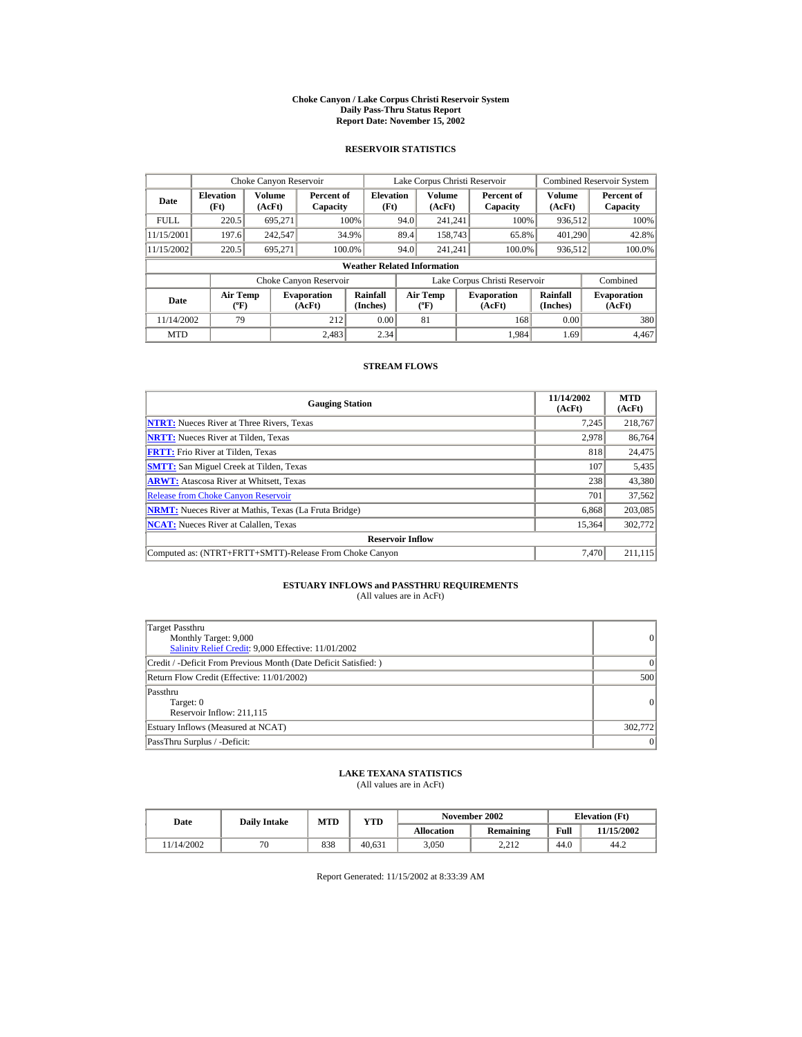# Choke Canyon / Lake Corpus Christi Reservoir System
## Daily Pass-Thru Status Report
## Report Date: November 15, 2002

### RESERVOIR STATISTICS

| | Choke Canyon Reservoir | | | Lake Corpus Christi Reservoir | | | Combined Reservoir System | |
|---|---|---|---|---|---|---|---|---|
| Date | Elevation (Ft) | Volume (AcFt) | Percent of Capacity | Elevation (Ft) | Volume (AcFt) | Percent of Capacity | Volume (AcFt) | Percent of Capacity |
| FULL | 220.5 | 695,271 | 100% | 94.0 | 241,241 | 100% | 936,512 | 100% |
| 11/15/2001 | 197.6 | 242,547 | 34.9% | 89.4 | 158,743 | 65.8% | 401,290 | 42.8% |
| 11/15/2002 | 220.5 | 695,271 | 100.0% | 94.0 | 241,241 | 100.0% | 936,512 | 100.0% |

**Weather Related Information**

| | Choke Canyon Reservoir | | | Lake Corpus Christi Reservoir | | | Combined |
|---|---|---|---|---|---|---|---|
| Date | Air Temp (ºF) | Evaporation (AcFt) | Rainfall (Inches) | Air Temp (ºF) | Evaporation (AcFt) | Rainfall (Inches) | Evaporation (AcFt) |
| 11/14/2002 | 79 | 212 | 0.00 | 81 | 168 | 0.00 | 380 |
| MTD | | 2,483 | 2.34 | | 1,984 | 1.69 | 4,467 |

### STREAM FLOWS

| Gauging Station | 11/14/2002 (AcFt) | MTD (AcFt) |
|---|---|---|
| **NTRT:** Nueces River at Three Rivers, Texas | 7,245 | 218,767 |
| **NRTT:** Nueces River at Tilden, Texas | 2,978 | 86,764 |
| **FRTT:** Frio River at Tilden, Texas | 818 | 24,475 |
| **SMTT:** San Miguel Creek at Tilden, Texas | 107 | 5,435 |
| **ARWT:** Atascosa River at Whitsett, Texas | 238 | 43,380 |
| Release from Choke Canyon Reservoir | 701 | 37,562 |
| **NRMT:** Nueces River at Mathis, Texas (La Fruta Bridge) | 6,868 | 203,085 |
| **NCAT:** Nueces River at Calallen, Texas | 15,364 | 302,772 |
| **Reservoir Inflow** | | |
| Computed as: (NTRT+FRTT+SMTT)-Release From Choke Canyon | 7,470 | 211,115 |

### ESTUARY INFLOWS and PASSTHRU REQUIREMENTS
(All values are in AcFt)

| | |
|---|---|
| Target Passthru<br>Monthly Target: 9,000<br>Salinity Relief Credit: 9,000 Effective: 11/01/2002 | 0 |
| Credit / -Deficit From Previous Month (Date Deficit Satisfied: ) | 0 |
| Return Flow Credit (Effective: 11/01/2002) | 500 |
| Passthru<br>Target: 0<br>Reservoir Inflow: 211,115 | 0 |
| Estuary Inflows (Measured at NCAT) | 302,772 |
| PassThru Surplus / -Deficit: | 0 |

### LAKE TEXANA STATISTICS
(All values are in AcFt)

| Date | Daily Intake | MTD | YTD | November 2002 | | Elevation (Ft) | |
|---|---|---|---|---|---|---|---|
| | | | | Allocation | Remaining | Full | 11/15/2002 |
| 11/14/2002 | 70 | 838 | 40,631 | 3,050 | 2,212 | 44.0 | 44.2 |

Report Generated: 11/15/2002 at 8:33:39 AM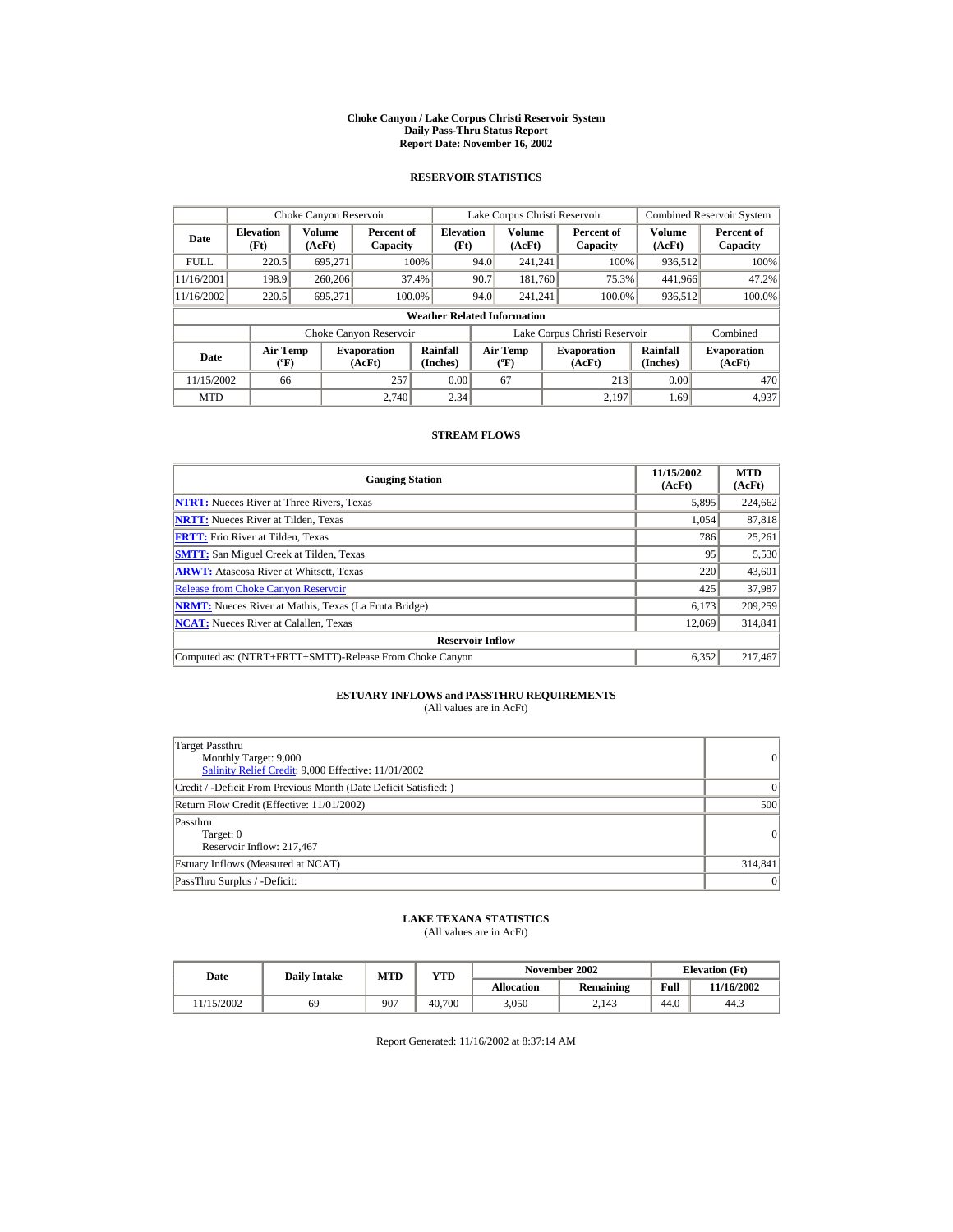# Choke Canyon / Lake Corpus Christi Reservoir System
## Daily Pass-Thru Status Report
### Report Date: November 16, 2002

## RESERVOIR STATISTICS

| Date | Choke Canyon Reservoir | | | Lake Corpus Christi Reservoir | | | Combined Reservoir System | |
|---|---|---|---|---|---|---|---|---|
| | Elevation (Ft) | Volume (AcFt) | Percent of Capacity | Elevation (Ft) | Volume (AcFt) | Percent of Capacity | Volume (AcFt) | Percent of Capacity |
| FULL | 220.5 | 695,271 | 100% | 94.0 | 241,241 | 100% | 936,512 | 100% |
| 11/16/2001 | 198.9 | 260,206 | 37.4% | 90.7 | 181,760 | 75.3% | 441,966 | 47.2% |
| 11/16/2002 | 220.5 | 695,271 | 100.0% | 94.0 | 241,241 | 100.0% | 936,512 | 100.0% |

**Weather Related Information**

| Date | Choke Canyon Reservoir | | | Lake Corpus Christi Reservoir | | | Combined |
|---|---|---|---|---|---|---|---|
| | Air Temp (ºF) | Evaporation (AcFt) | Rainfall (Inches) | Air Temp (ºF) | Evaporation (AcFt) | Rainfall (Inches) | Evaporation (AcFt) |
| 11/15/2002 | 66 | 257 | 0.00 | 67 | 213 | 0.00 | 470 |
| MTD | | 2,740 | 2.34 | | 2,197 | 1.69 | 4,937 |

## STREAM FLOWS

| Gauging Station | 11/15/2002 (AcFt) | MTD (AcFt) |
|---|---|---|
| NTRT: Nueces River at Three Rivers, Texas | 5,895 | 224,662 |
| NRTT: Nueces River at Tilden, Texas | 1,054 | 87,818 |
| FRTT: Frio River at Tilden, Texas | 786 | 25,261 |
| SMTT: San Miguel Creek at Tilden, Texas | 95 | 5,530 |
| ARWT: Atascosa River at Whitsett, Texas | 220 | 43,601 |
| Release from Choke Canyon Reservoir | 425 | 37,987 |
| NRMT: Nueces River at Mathis, Texas (La Fruta Bridge) | 6,173 | 209,259 |
| NCAT: Nueces River at Calallen, Texas | 12,069 | 314,841 |
| **Reservoir Inflow** | | |
| Computed as: (NTRT+FRTT+SMTT)-Release From Choke Canyon | 6,352 | 217,467 |

## ESTUARY INFLOWS and PASSTHRU REQUIREMENTS
(All values are in AcFt)

| | |
|---|---|
| Target Passthru<br>Monthly Target: 9,000<br>Salinity Relief Credit: 9,000 Effective: 11/01/2002 | 0 |
| Credit / -Deficit From Previous Month (Date Deficit Satisfied: ) | 0 |
| Return Flow Credit (Effective: 11/01/2002) | 500 |
| Passthru<br>Target: 0<br>Reservoir Inflow: 217,467 | 0 |
| Estuary Inflows (Measured at NCAT) | 314,841 |
| PassThru Surplus / -Deficit: | 0 |

## LAKE TEXANA STATISTICS
(All values are in AcFt)

| Date | Daily Intake | MTD | YTD | November 2002 | | Elevation (Ft) | |
|---|---|---|---|---|---|---|---|
| | | | | Allocation | Remaining | Full | 11/16/2002 |
| 11/15/2002 | 69 | 907 | 40,700 | 3,050 | 2,143 | 44.0 | 44.3 |

Report Generated: 11/16/2002 at 8:37:14 AM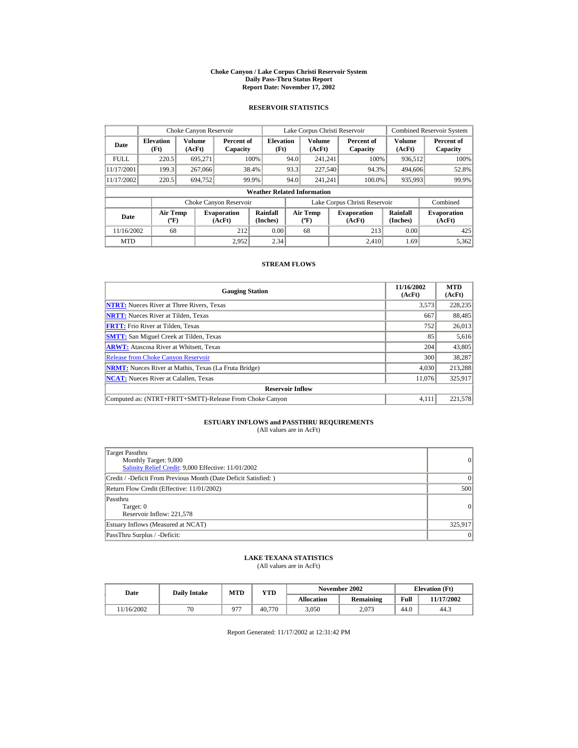# Choke Canyon / Lake Corpus Christi Reservoir System
## Daily Pass-Thru Status Report
## Report Date: November 17, 2002

### RESERVOIR STATISTICS

| Date | Choke Canyon Reservoir | | | Lake Corpus Christi Reservoir | | | Combined Reservoir System | |
|---|---|---|---|---|---|---|---|---|
| | Elevation (Ft) | Volume (AcFt) | Percent of Capacity | Elevation (Ft) | Volume (AcFt) | Percent of Capacity | Volume (AcFt) | Percent of Capacity |
| FULL | 220.5 | 695,271 | 100% | 94.0 | 241,241 | 100% | 936,512 | 100% |
| 11/17/2001 | 199.3 | 267,066 | 38.4% | 93.3 | 227,540 | 94.3% | 494,606 | 52.8% |
| 11/17/2002 | 220.5 | 694,752 | 99.9% | 94.0 | 241,241 | 100.0% | 935,993 | 99.9% |

**Weather Related Information**

| Date | Choke Canyon Reservoir | | | Lake Corpus Christi Reservoir | | | Combined |
|---|---|---|---|---|---|---|---|
| | Air Temp (ºF) | Evaporation (AcFt) | Rainfall (Inches) | Air Temp (ºF) | Evaporation (AcFt) | Rainfall (Inches) | Evaporation (AcFt) |
| 11/16/2002 | 68 | 212 | 0.00 | 68 | 213 | 0.00 | 425 |
| MTD | | 2,952 | 2.34 | | 2,410 | 1.69 | 5,362 |

### STREAM FLOWS

| Gauging Station | 11/16/2002 (AcFt) | MTD (AcFt) |
|---|---|---|
| **NTRT:** Nueces River at Three Rivers, Texas | 3,573 | 228,235 |
| **NRTT:** Nueces River at Tilden, Texas | 667 | 88,485 |
| **FRTT:** Frio River at Tilden, Texas | 752 | 26,013 |
| **SMTT:** San Miguel Creek at Tilden, Texas | 85 | 5,616 |
| **ARWT:** Atascosa River at Whitsett, Texas | 204 | 43,805 |
| Release from Choke Canyon Reservoir | 300 | 38,287 |
| **NRMT:** Nueces River at Mathis, Texas (La Fruta Bridge) | 4,030 | 213,288 |
| **NCAT:** Nueces River at Calallen, Texas | 11,076 | 325,917 |
| **Reservoir Inflow** | | |
| Computed as: (NTRT+FRTT+SMTT)-Release From Choke Canyon | 4,111 | 221,578 |

### ESTUARY INFLOWS and PASSTHRU REQUIREMENTS
(All values are in AcFt)

| | |
|---|---|
| Target Passthru<br>Monthly Target: 9,000<br>Salinity Relief Credit: 9,000 Effective: 11/01/2002 | 0 |
| Credit / -Deficit From Previous Month (Date Deficit Satisfied: ) | 0 |
| Return Flow Credit (Effective: 11/01/2002) | 500 |
| Passthru<br>Target: 0<br>Reservoir Inflow: 221,578 | 0 |
| Estuary Inflows (Measured at NCAT) | 325,917 |
| PassThru Surplus / -Deficit: | 0 |

### LAKE TEXANA STATISTICS
(All values are in AcFt)

| Date | Daily Intake | MTD | YTD | November 2002 | | Elevation (Ft) | |
|---|---|---|---|---|---|---|---|
| | | | | Allocation | Remaining | Full | 11/17/2002 |
| 11/16/2002 | 70 | 977 | 40,770 | 3,050 | 2,073 | 44.0 | 44.3 |

Report Generated: 11/17/2002 at 12:31:42 PM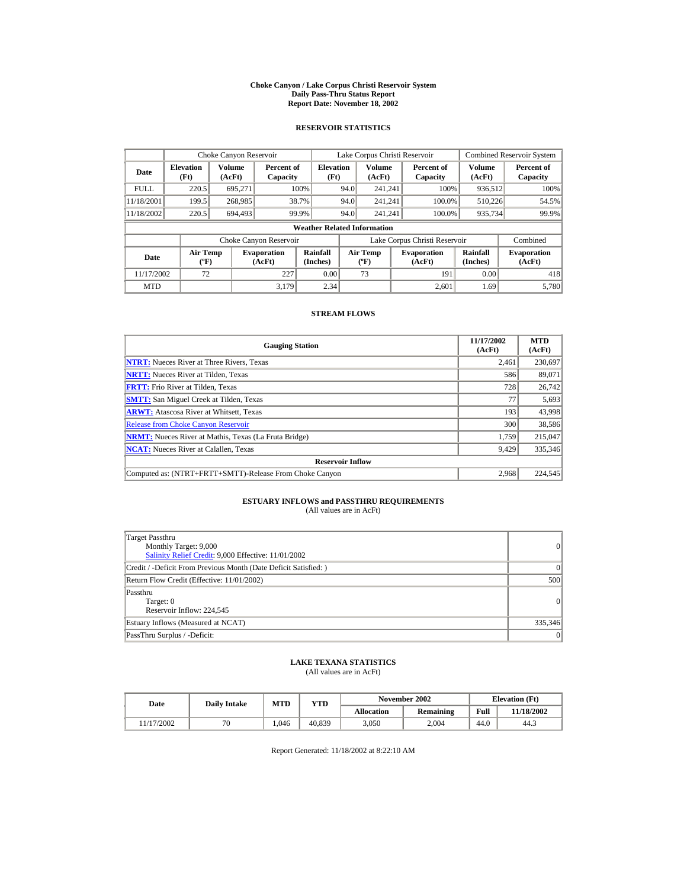# Choke Canyon / Lake Corpus Christi Reservoir System
## Daily Pass-Thru Status Report
## Report Date: November 18, 2002

### RESERVOIR STATISTICS

| Date | Choke Canyon Reservoir | | | Lake Corpus Christi Reservoir | | | Combined Reservoir System | |
|---|---|---|---|---|---|---|---|---|
| | Elevation (Ft) | Volume (AcFt) | Percent of Capacity | Elevation (Ft) | Volume (AcFt) | Percent of Capacity | Volume (AcFt) | Percent of Capacity |
| FULL | 220.5 | 695,271 | 100% | 94.0 | 241,241 | 100% | 936,512 | 100% |
| 11/18/2001 | 199.5 | 268,985 | 38.7% | 94.0 | 241,241 | 100.0% | 510,226 | 54.5% |
| 11/18/2002 | 220.5 | 694,493 | 99.9% | 94.0 | 241,241 | 100.0% | 935,734 | 99.9% |

**Weather Related Information**

| Date | Choke Canyon Reservoir | | | Lake Corpus Christi Reservoir | | | Combined |
|---|---|---|---|---|---|---|---|
| | Air Temp (ºF) | Evaporation (AcFt) | Rainfall (Inches) | Air Temp (ºF) | Evaporation (AcFt) | Rainfall (Inches) | Evaporation (AcFt) |
| 11/17/2002 | 72 | 227 | 0.00 | 73 | 191 | 0.00 | 418 |
| MTD | | 3,179 | 2.34 | | 2,601 | 1.69 | 5,780 |

### STREAM FLOWS

| Gauging Station | 11/17/2002 (AcFt) | MTD (AcFt) |
|---|---|---|
| **NTRT:** Nueces River at Three Rivers, Texas | 2,461 | 230,697 |
| **NRTT:** Nueces River at Tilden, Texas | 586 | 89,071 |
| **FRTT:** Frio River at Tilden, Texas | 728 | 26,742 |
| **SMTT:** San Miguel Creek at Tilden, Texas | 77 | 5,693 |
| **ARWT:** Atascosa River at Whitsett, Texas | 193 | 43,998 |
| Release from Choke Canyon Reservoir | 300 | 38,586 |
| **NRMT:** Nueces River at Mathis, Texas (La Fruta Bridge) | 1,759 | 215,047 |
| **NCAT:** Nueces River at Calallen, Texas | 9,429 | 335,346 |
| **Reservoir Inflow** | | |
| Computed as: (NTRT+FRTT+SMTT)-Release From Choke Canyon | 2,968 | 224,545 |

### ESTUARY INFLOWS and PASSTHRU REQUIREMENTS
(All values are in AcFt)

| | |
|---|---|
| Target Passthru<br>Monthly Target: 9,000<br>Salinity Relief Credit: 9,000 Effective: 11/01/2002 | 0 |
| Credit / -Deficit From Previous Month (Date Deficit Satisfied: ) | 0 |
| Return Flow Credit (Effective: 11/01/2002) | 500 |
| Passthru<br>Target: 0<br>Reservoir Inflow: 224,545 | 0 |
| Estuary Inflows (Measured at NCAT) | 335,346 |
| PassThru Surplus / -Deficit: | 0 |

### LAKE TEXANA STATISTICS
(All values are in AcFt)

| Date | Daily Intake | MTD | YTD | November 2002 | | Elevation (Ft) | |
|---|---|---|---|---|---|---|---|
| | | | | Allocation | Remaining | Full | 11/18/2002 |
| 11/17/2002 | 70 | 1,046 | 40,839 | 3,050 | 2,004 | 44.0 | 44.3 |

Report Generated: 11/18/2002 at 8:22:10 AM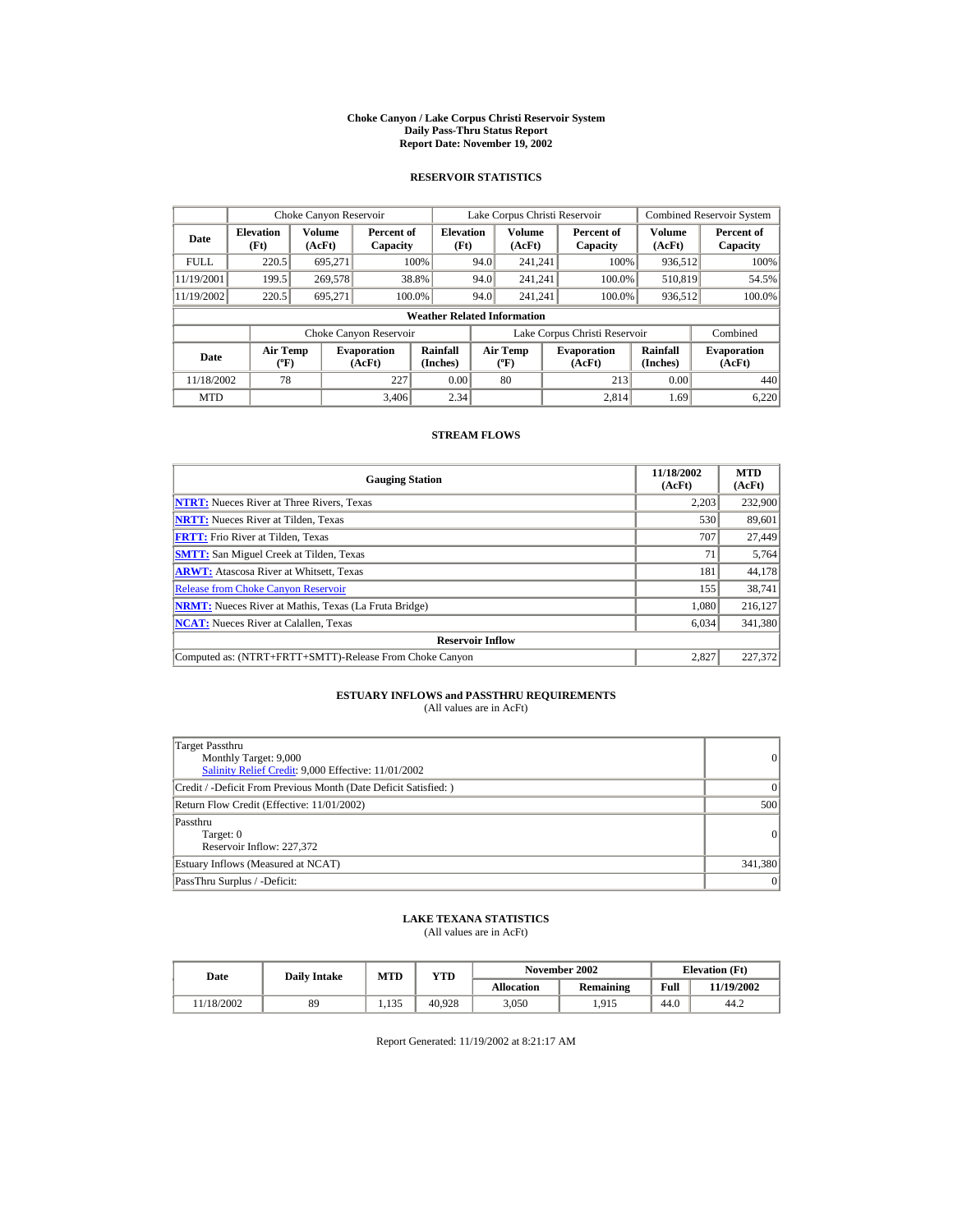# Choke Canyon / Lake Corpus Christi Reservoir System
## Daily Pass-Thru Status Report
### Report Date: November 19, 2002

## RESERVOIR STATISTICS

| | Choke Canyon Reservoir | | | Lake Corpus Christi Reservoir | | | Combined Reservoir System | |
|---|---|---|---|---|---|---|---|---|
| Date | Elevation (Ft) | Volume (AcFt) | Percent of Capacity | Elevation (Ft) | Volume (AcFt) | Percent of Capacity | Volume (AcFt) | Percent of Capacity |
| FULL | 220.5 | 695,271 | 100% | 94.0 | 241,241 | 100% | 936,512 | 100% |
| 11/19/2001 | 199.5 | 269,578 | 38.8% | 94.0 | 241,241 | 100.0% | 510,819 | 54.5% |
| 11/19/2002 | 220.5 | 695,271 | 100.0% | 94.0 | 241,241 | 100.0% | 936,512 | 100.0% |

**Weather Related Information**

| | Choke Canyon Reservoir | | | Lake Corpus Christi Reservoir | | | Combined |
|---|---|---|---|---|---|---|---|
| Date | Air Temp (ºF) | Evaporation (AcFt) | Rainfall (Inches) | Air Temp (ºF) | Evaporation (AcFt) | Rainfall (Inches) | Evaporation (AcFt) |
| 11/18/2002 | 78 | 227 | 0.00 | 80 | 213 | 0.00 | 440 |
| MTD | | 3,406 | 2.34 | | 2,814 | 1.69 | 6,220 |

## STREAM FLOWS

| Gauging Station | 11/18/2002 (AcFt) | MTD (AcFt) |
|---|---|---|
| NTRT: Nueces River at Three Rivers, Texas | 2,203 | 232,900 |
| NRTT: Nueces River at Tilden, Texas | 530 | 89,601 |
| FRTT: Frio River at Tilden, Texas | 707 | 27,449 |
| SMTT: San Miguel Creek at Tilden, Texas | 71 | 5,764 |
| ARWT: Atascosa River at Whitsett, Texas | 181 | 44,178 |
| Release from Choke Canyon Reservoir | 155 | 38,741 |
| NRMT: Nueces River at Mathis, Texas (La Fruta Bridge) | 1,080 | 216,127 |
| NCAT: Nueces River at Calallen, Texas | 6,034 | 341,380 |
| **Reservoir Inflow** | | |
| Computed as: (NTRT+FRTT+SMTT)-Release From Choke Canyon | 2,827 | 227,372 |

## ESTUARY INFLOWS and PASSTHRU REQUIREMENTS
(All values are in AcFt)

| | |
|---|---|
| Target Passthru<br>Monthly Target: 9,000<br>Salinity Relief Credit: 9,000 Effective: 11/01/2002 | 0 |
| Credit / -Deficit From Previous Month (Date Deficit Satisfied: ) | 0 |
| Return Flow Credit (Effective: 11/01/2002) | 500 |
| Passthru<br>Target: 0<br>Reservoir Inflow: 227,372 | 0 |
| Estuary Inflows (Measured at NCAT) | 341,380 |
| PassThru Surplus / -Deficit: | 0 |

## LAKE TEXANA STATISTICS
(All values are in AcFt)

| Date | Daily Intake | MTD | YTD | November 2002 | | Elevation (Ft) | |
|---|---|---|---|---|---|---|---|
| | | | | Allocation | Remaining | Full | 11/19/2002 |
| 11/18/2002 | 89 | 1,135 | 40,928 | 3,050 | 1,915 | 44.0 | 44.2 |

Report Generated: 11/19/2002 at 8:21:17 AM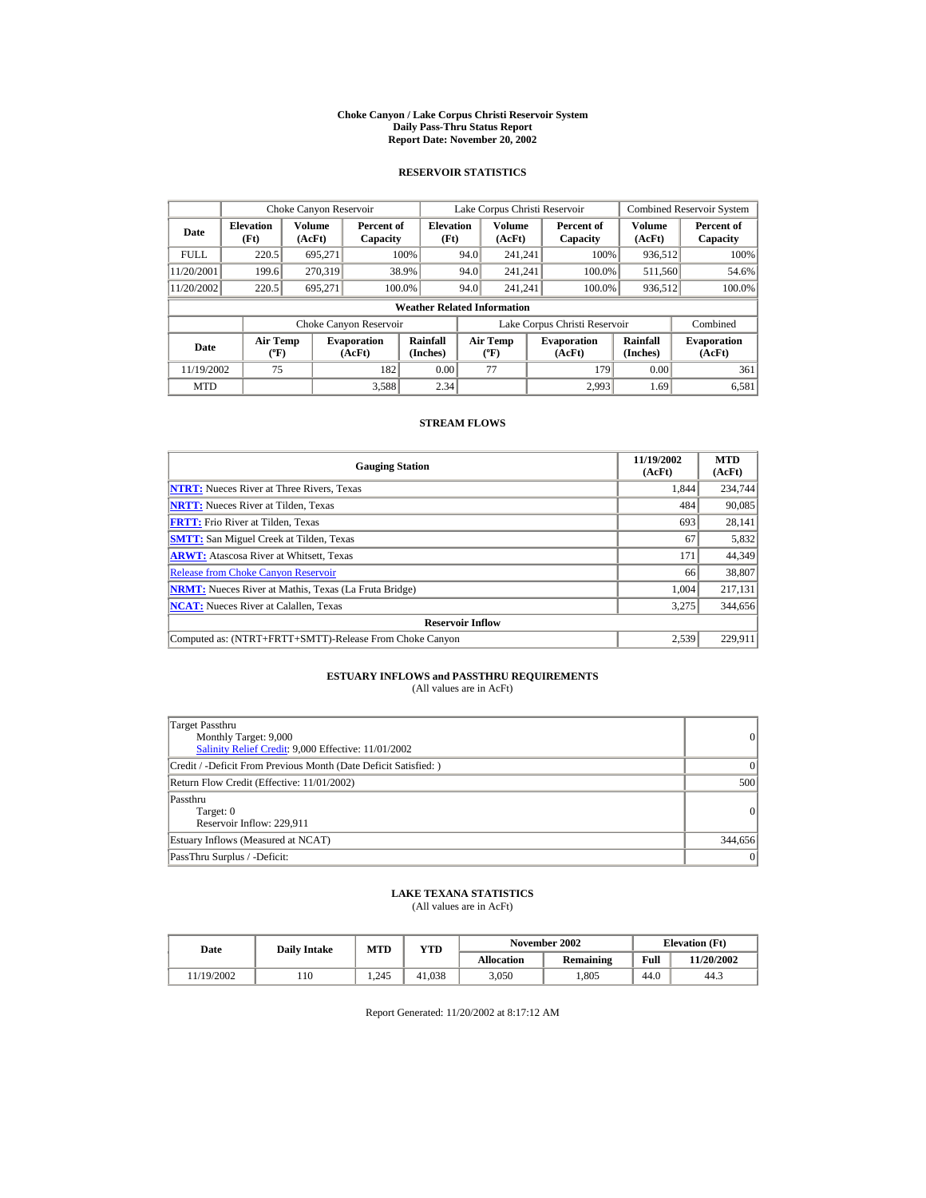# Choke Canyon / Lake Corpus Christi Reservoir System
## Daily Pass-Thru Status Report
### Report Date: November 20, 2002

## RESERVOIR STATISTICS

| | Choke Canyon Reservoir | | | Lake Corpus Christi Reservoir | | | Combined Reservoir System | |
|---|---|---|---|---|---|---|---|---|
| Date | Elevation (Ft) | Volume (AcFt) | Percent of Capacity | Elevation (Ft) | Volume (AcFt) | Percent of Capacity | Volume (AcFt) | Percent of Capacity |
| FULL | 220.5 | 695,271 | 100% | 94.0 | 241,241 | 100% | 936,512 | 100% |
| 11/20/2001 | 199.6 | 270,319 | 38.9% | 94.0 | 241,241 | 100.0% | 511,560 | 54.6% |
| 11/20/2002 | 220.5 | 695,271 | 100.0% | 94.0 | 241,241 | 100.0% | 936,512 | 100.0% |

**Weather Related Information**

| | Choke Canyon Reservoir | | | Lake Corpus Christi Reservoir | | | Combined |
|---|---|---|---|---|---|---|---|
| Date | Air Temp (ºF) | Evaporation (AcFt) | Rainfall (Inches) | Air Temp (ºF) | Evaporation (AcFt) | Rainfall (Inches) | Evaporation (AcFt) |
| 11/19/2002 | 75 | 182 | 0.00 | 77 | 179 | 0.00 | 361 |
| MTD | | 3,588 | 2.34 | | 2,993 | 1.69 | 6,581 |

## STREAM FLOWS

| Gauging Station | 11/19/2002 (AcFt) | MTD (AcFt) |
|---|---|---|
| **NTRT:** Nueces River at Three Rivers, Texas | 1,844 | 234,744 |
| **NRTT:** Nueces River at Tilden, Texas | 484 | 90,085 |
| **FRTT:** Frio River at Tilden, Texas | 693 | 28,141 |
| **SMTT:** San Miguel Creek at Tilden, Texas | 67 | 5,832 |
| **ARWT:** Atascosa River at Whitsett, Texas | 171 | 44,349 |
| Release from Choke Canyon Reservoir | 66 | 38,807 |
| **NRMT:** Nueces River at Mathis, Texas (La Fruta Bridge) | 1,004 | 217,131 |
| **NCAT:** Nueces River at Calallen, Texas | 3,275 | 344,656 |
| **Reservoir Inflow** | | |
| Computed as: (NTRT+FRTT+SMTT)-Release From Choke Canyon | 2,539 | 229,911 |

## ESTUARY INFLOWS and PASSTHRU REQUIREMENTS
(All values are in AcFt)

| | |
|---|---|
| Target Passthru<br>Monthly Target: 9,000<br>Salinity Relief Credit: 9,000 Effective: 11/01/2002 | 0 |
| Credit / -Deficit From Previous Month (Date Deficit Satisfied: ) | 0 |
| Return Flow Credit (Effective: 11/01/2002) | 500 |
| Passthru<br>Target: 0<br>Reservoir Inflow: 229,911 | 0 |
| Estuary Inflows (Measured at NCAT) | 344,656 |
| PassThru Surplus / -Deficit: | 0 |

## LAKE TEXANA STATISTICS
(All values are in AcFt)

| Date | Daily Intake | MTD | YTD | November 2002 | | Elevation (Ft) | |
|---|---|---|---|---|---|---|---|
| | | | | Allocation | Remaining | Full | 11/20/2002 |
| 11/19/2002 | 110 | 1,245 | 41,038 | 3,050 | 1,805 | 44.0 | 44.3 |

Report Generated: 11/20/2002 at 8:17:12 AM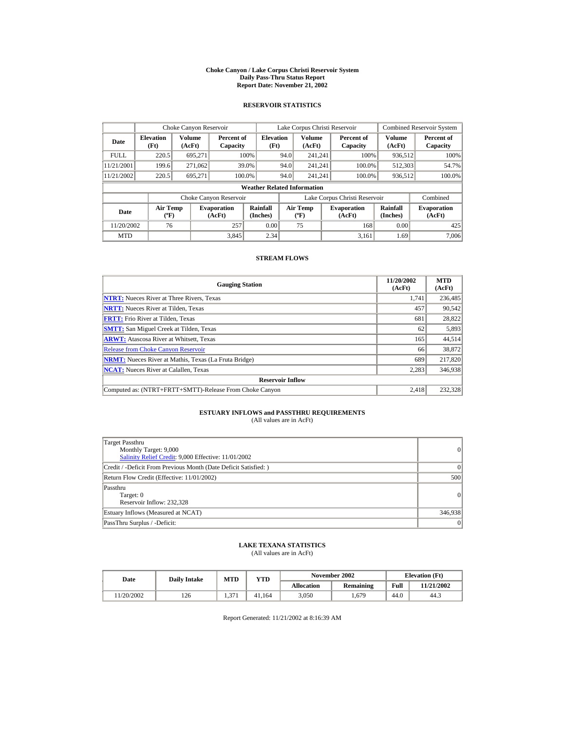# Choke Canyon / Lake Corpus Christi Reservoir System
## Daily Pass-Thru Status Report
## Report Date: November 21, 2002

### RESERVOIR STATISTICS

| Date | Choke Canyon Reservoir | | | Lake Corpus Christi Reservoir | | | Combined Reservoir System | |
|---|---|---|---|---|---|---|---|---|
| | Elevation (Ft) | Volume (AcFt) | Percent of Capacity | Elevation (Ft) | Volume (AcFt) | Percent of Capacity | Volume (AcFt) | Percent of Capacity |
| FULL | 220.5 | 695,271 | 100% | 94.0 | 241,241 | 100% | 936,512 | 100% |
| 11/21/2001 | 199.6 | 271,062 | 39.0% | 94.0 | 241,241 | 100.0% | 512,303 | 54.7% |
| 11/21/2002 | 220.5 | 695,271 | 100.0% | 94.0 | 241,241 | 100.0% | 936,512 | 100.0% |

**Weather Related Information**

| Date | Choke Canyon Reservoir | | | Lake Corpus Christi Reservoir | | | Combined |
|---|---|---|---|---|---|---|---|
| | Air Temp (ºF) | Evaporation (AcFt) | Rainfall (Inches) | Air Temp (ºF) | Evaporation (AcFt) | Rainfall (Inches) | Evaporation (AcFt) |
| 11/20/2002 | 76 | 257 | 0.00 | 75 | 168 | 0.00 | 425 |
| MTD | | 3,845 | 2.34 | | 3,161 | 1.69 | 7,006 |

### STREAM FLOWS

| Gauging Station | 11/20/2002 (AcFt) | MTD (AcFt) |
|---|---|---|
| NTRT: Nueces River at Three Rivers, Texas | 1,741 | 236,485 |
| NRTT: Nueces River at Tilden, Texas | 457 | 90,542 |
| FRTT: Frio River at Tilden, Texas | 681 | 28,822 |
| SMTT: San Miguel Creek at Tilden, Texas | 62 | 5,893 |
| ARWT: Atascosa River at Whitsett, Texas | 165 | 44,514 |
| Release from Choke Canyon Reservoir | 66 | 38,872 |
| NRMT: Nueces River at Mathis, Texas (La Fruta Bridge) | 689 | 217,820 |
| NCAT: Nueces River at Calallen, Texas | 2,283 | 346,938 |
| **Reservoir Inflow** | | |
| Computed as: (NTRT+FRTT+SMTT)-Release From Choke Canyon | 2,418 | 232,328 |

### ESTUARY INFLOWS and PASSTHRU REQUIREMENTS
(All values are in AcFt)

| | |
|---|---|
| Target Passthru<br>Monthly Target: 9,000<br>Salinity Relief Credit: 9,000 Effective: 11/01/2002 | 0 |
| Credit / -Deficit From Previous Month (Date Deficit Satisfied: ) | 0 |
| Return Flow Credit (Effective: 11/01/2002) | 500 |
| Passthru<br>Target: 0<br>Reservoir Inflow: 232,328 | 0 |
| Estuary Inflows (Measured at NCAT) | 346,938 |
| PassThru Surplus / -Deficit: | 0 |

### LAKE TEXANA STATISTICS
(All values are in AcFt)

| Date | Daily Intake | MTD | YTD | November 2002 | | Elevation (Ft) | |
|---|---|---|---|---|---|---|---|
| | | | | Allocation | Remaining | Full | 11/21/2002 |
| 11/20/2002 | 126 | 1,371 | 41,164 | 3,050 | 1,679 | 44.0 | 44.3 |

Report Generated: 11/21/2002 at 8:16:39 AM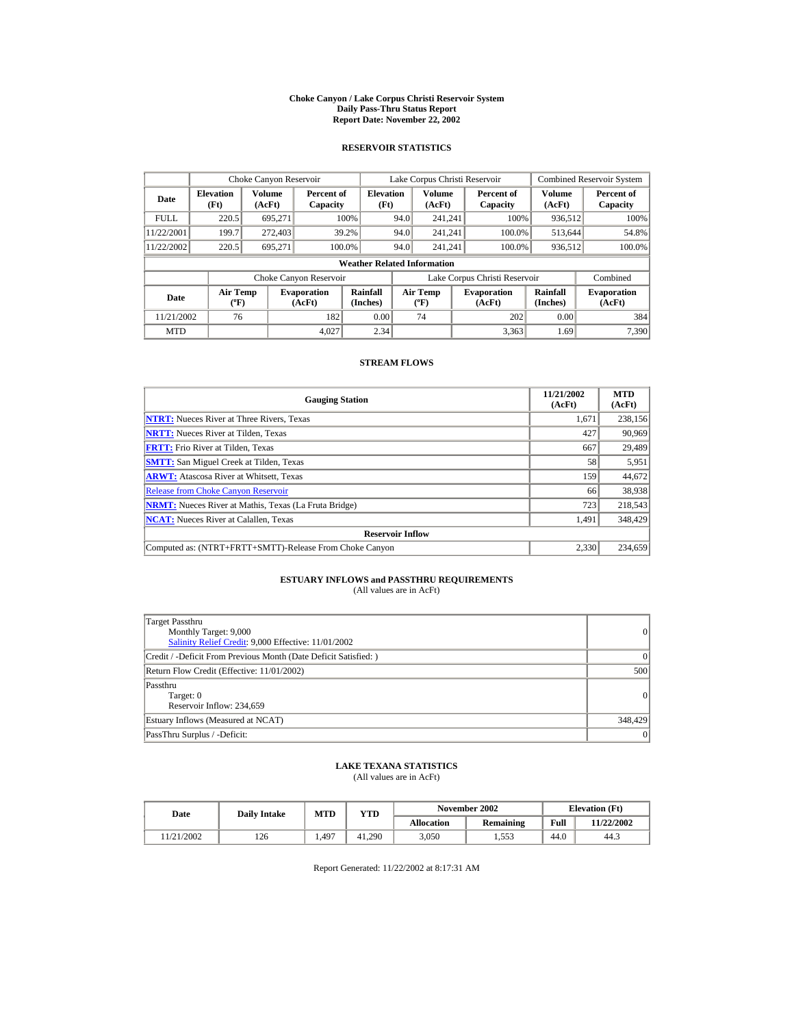# Choke Canyon / Lake Corpus Christi Reservoir System
## Daily Pass-Thru Status Report
## Report Date: November 22, 2002

### RESERVOIR STATISTICS

| | Choke Canyon Reservoir | | | Lake Corpus Christi Reservoir | | | Combined Reservoir System | |
|---|---|---|---|---|---|---|---|---|
| **Date** | **Elevation (Ft)** | **Volume (AcFt)** | **Percent of Capacity** | **Elevation (Ft)** | **Volume (AcFt)** | **Percent of Capacity** | **Volume (AcFt)** | **Percent of Capacity** |
| FULL | 220.5 | 695,271 | 100% | 94.0 | 241,241 | 100% | 936,512 | 100% |
| 11/22/2001 | 199.7 | 272,403 | 39.2% | 94.0 | 241,241 | 100.0% | 513,644 | 54.8% |
| 11/22/2002 | 220.5 | 695,271 | 100.0% | 94.0 | 241,241 | 100.0% | 936,512 | 100.0% |

**Weather Related Information**

| | Choke Canyon Reservoir | | | Lake Corpus Christi Reservoir | | | Combined |
|---|---|---|---|---|---|---|---|
| **Date** | **Air Temp (ºF)** | **Evaporation (AcFt)** | **Rainfall (Inches)** | **Air Temp (ºF)** | **Evaporation (AcFt)** | **Rainfall (Inches)** | **Evaporation (AcFt)** |
| 11/21/2002 | 76 | 182 | 0.00 | 74 | 202 | 0.00 | 384 |
| MTD | | 4,027 | 2.34 | | 3,363 | 1.69 | 7,390 |

### STREAM FLOWS

| Gauging Station | 11/21/2002 (AcFt) | MTD (AcFt) |
|---|---|---|
| **NTRT:** Nueces River at Three Rivers, Texas | 1,671 | 238,156 |
| **NRTT:** Nueces River at Tilden, Texas | 427 | 90,969 |
| **FRTT:** Frio River at Tilden, Texas | 667 | 29,489 |
| **SMTT:** San Miguel Creek at Tilden, Texas | 58 | 5,951 |
| **ARWT:** Atascosa River at Whitsett, Texas | 159 | 44,672 |
| Release from Choke Canyon Reservoir | 66 | 38,938 |
| **NRMT:** Nueces River at Mathis, Texas (La Fruta Bridge) | 723 | 218,543 |
| **NCAT:** Nueces River at Calallen, Texas | 1,491 | 348,429 |
| **Reservoir Inflow** | | |
| Computed as: (NTRT+FRTT+SMTT)-Release From Choke Canyon | 2,330 | 234,659 |

### ESTUARY INFLOWS and PASSTHRU REQUIREMENTS
(All values are in AcFt)

| | |
|---|---|
| Target Passthru<br>Monthly Target: 9,000<br>Salinity Relief Credit: 9,000 Effective: 11/01/2002 | 0 |
| Credit / -Deficit From Previous Month (Date Deficit Satisfied: ) | 0 |
| Return Flow Credit (Effective: 11/01/2002) | 500 |
| Passthru<br>Target: 0<br>Reservoir Inflow: 234,659 | 0 |
| Estuary Inflows (Measured at NCAT) | 348,429 |
| PassThru Surplus / -Deficit: | 0 |

### LAKE TEXANA STATISTICS
(All values are in AcFt)

| Date | Daily Intake | MTD | YTD | November 2002 | | Elevation (Ft) | |
|---|---|---|---|---|---|---|---|
| | | | | **Allocation** | **Remaining** | **Full** | **11/22/2002** |
| 11/21/2002 | 126 | 1,497 | 41,290 | 3,050 | 1,553 | 44.0 | 44.3 |

Report Generated: 11/22/2002 at 8:17:31 AM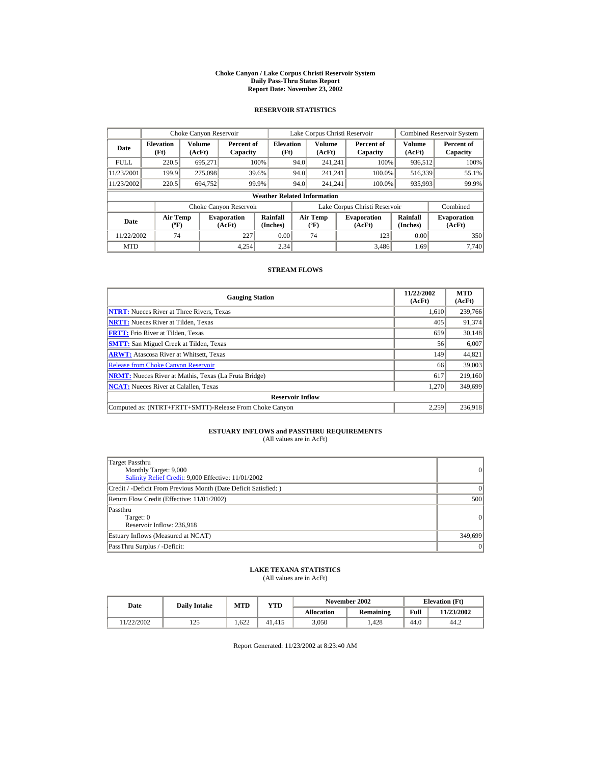# Choke Canyon / Lake Corpus Christi Reservoir System
## Daily Pass-Thru Status Report
### Report Date: November 23, 2002

## RESERVOIR STATISTICS

| | Choke Canyon Reservoir | | | Lake Corpus Christi Reservoir | | | Combined Reservoir System | |
|---|---|---|---|---|---|---|---|---|
| Date | Elevation (Ft) | Volume (AcFt) | Percent of Capacity | Elevation (Ft) | Volume (AcFt) | Percent of Capacity | Volume (AcFt) | Percent of Capacity |
| FULL | 220.5 | 695,271 | 100% | 94.0 | 241,241 | 100% | 936,512 | 100% |
| 11/23/2001 | 199.9 | 275,098 | 39.6% | 94.0 | 241,241 | 100.0% | 516,339 | 55.1% |
| 11/23/2002 | 220.5 | 694,752 | 99.9% | 94.0 | 241,241 | 100.0% | 935,993 | 99.9% |

**Weather Related Information**

| | Choke Canyon Reservoir | | | Lake Corpus Christi Reservoir | | | Combined |
|---|---|---|---|---|---|---|---|
| Date | Air Temp (ºF) | Evaporation (AcFt) | Rainfall (Inches) | Air Temp (ºF) | Evaporation (AcFt) | Rainfall (Inches) | Evaporation (AcFt) |
| 11/22/2002 | 74 | 227 | 0.00 | 74 | 123 | 0.00 | 350 |
| MTD | | 4,254 | 2.34 | | 3,486 | 1.69 | 7,740 |

## STREAM FLOWS

| Gauging Station | 11/22/2002 (AcFt) | MTD (AcFt) |
|---|---|---|
| **NTRT:** Nueces River at Three Rivers, Texas | 1,610 | 239,766 |
| **NRTT:** Nueces River at Tilden, Texas | 405 | 91,374 |
| **FRTT:** Frio River at Tilden, Texas | 659 | 30,148 |
| **SMTT:** San Miguel Creek at Tilden, Texas | 56 | 6,007 |
| **ARWT:** Atascosa River at Whitsett, Texas | 149 | 44,821 |
| Release from Choke Canyon Reservoir | 66 | 39,003 |
| **NRMT:** Nueces River at Mathis, Texas (La Fruta Bridge) | 617 | 219,160 |
| **NCAT:** Nueces River at Calallen, Texas | 1,270 | 349,699 |
| **Reservoir Inflow** | | |
| Computed as: (NTRT+FRTT+SMTT)-Release From Choke Canyon | 2,259 | 236,918 |

## ESTUARY INFLOWS and PASSTHRU REQUIREMENTS
(All values are in AcFt)

| | |
|---|---|
| Target Passthru<br>Monthly Target: 9,000<br>Salinity Relief Credit: 9,000 Effective: 11/01/2002 | 0 |
| Credit / -Deficit From Previous Month (Date Deficit Satisfied: ) | 0 |
| Return Flow Credit (Effective: 11/01/2002) | 500 |
| Passthru<br>Target: 0<br>Reservoir Inflow: 236,918 | 0 |
| Estuary Inflows (Measured at NCAT) | 349,699 |
| PassThru Surplus / -Deficit: | 0 |

## LAKE TEXANA STATISTICS
(All values are in AcFt)

| Date | Daily Intake | MTD | YTD | November 2002 | | Elevation (Ft) | |
|---|---|---|---|---|---|---|---|
| | | | | Allocation | Remaining | Full | 11/23/2002 |
| 11/22/2002 | 125 | 1,622 | 41,415 | 3,050 | 1,428 | 44.0 | 44.2 |

Report Generated: 11/23/2002 at 8:23:40 AM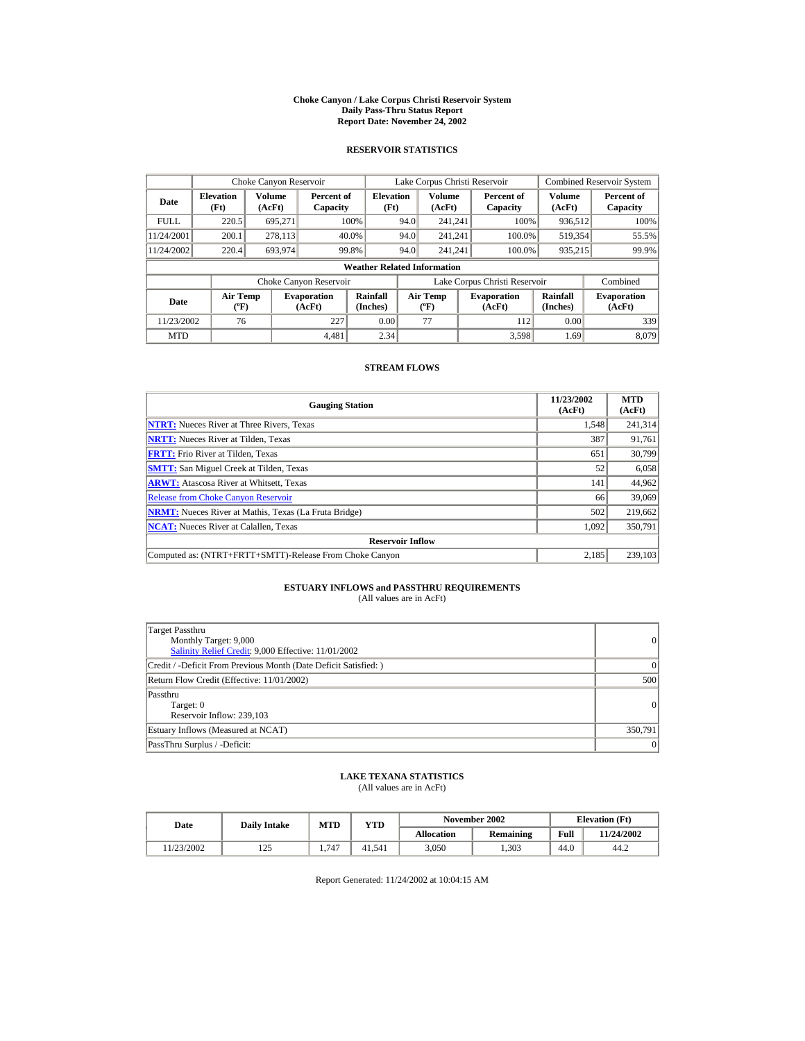# Choke Canyon / Lake Corpus Christi Reservoir System
## Daily Pass-Thru Status Report
## Report Date: November 24, 2002

### RESERVOIR STATISTICS

| | Choke Canyon Reservoir | | | Lake Corpus Christi Reservoir | | | Combined Reservoir System | |
|---|---|---|---|---|---|---|---|---|
| **Date** | **Elevation (Ft)** | **Volume (AcFt)** | **Percent of Capacity** | **Elevation (Ft)** | **Volume (AcFt)** | **Percent of Capacity** | **Volume (AcFt)** | **Percent of Capacity** |
| FULL | 220.5 | 695,271 | 100% | 94.0 | 241,241 | 100% | 936,512 | 100% |
| 11/24/2001 | 200.1 | 278,113 | 40.0% | 94.0 | 241,241 | 100.0% | 519,354 | 55.5% |
| 11/24/2002 | 220.4 | 693,974 | 99.8% | 94.0 | 241,241 | 100.0% | 935,215 | 99.9% |

**Weather Related Information**

| | Choke Canyon Reservoir | | | Lake Corpus Christi Reservoir | | | Combined |
|---|---|---|---|---|---|---|---|
| **Date** | **Air Temp (ºF)** | **Evaporation (AcFt)** | **Rainfall (Inches)** | **Air Temp (ºF)** | **Evaporation (AcFt)** | **Rainfall (Inches)** | **Evaporation (AcFt)** |
| 11/23/2002 | 76 | 227 | 0.00 | 77 | 112 | 0.00 | 339 |
| MTD | | 4,481 | 2.34 | | 3,598 | 1.69 | 8,079 |

### STREAM FLOWS

| Gauging Station | 11/23/2002 (AcFt) | MTD (AcFt) |
|---|---|---|
| **NTRT:** Nueces River at Three Rivers, Texas | 1,548 | 241,314 |
| **NRTT:** Nueces River at Tilden, Texas | 387 | 91,761 |
| **FRTT:** Frio River at Tilden, Texas | 651 | 30,799 |
| **SMTT:** San Miguel Creek at Tilden, Texas | 52 | 6,058 |
| **ARWT:** Atascosa River at Whitsett, Texas | 141 | 44,962 |
| Release from Choke Canyon Reservoir | 66 | 39,069 |
| **NRMT:** Nueces River at Mathis, Texas (La Fruta Bridge) | 502 | 219,662 |
| **NCAT:** Nueces River at Calallen, Texas | 1,092 | 350,791 |
| **Reservoir Inflow** | | |
| Computed as: (NTRT+FRTT+SMTT)-Release From Choke Canyon | 2,185 | 239,103 |

### ESTUARY INFLOWS and PASSTHRU REQUIREMENTS
(All values are in AcFt)

| | |
|---|---|
| Target Passthru<br>Monthly Target: 9,000<br>Salinity Relief Credit: 9,000 Effective: 11/01/2002 | 0 |
| Credit / -Deficit From Previous Month (Date Deficit Satisfied: ) | 0 |
| Return Flow Credit (Effective: 11/01/2002) | 500 |
| Passthru<br>Target: 0<br>Reservoir Inflow: 239,103 | 0 |
| Estuary Inflows (Measured at NCAT) | 350,791 |
| PassThru Surplus / -Deficit: | 0 |

### LAKE TEXANA STATISTICS
(All values are in AcFt)

| Date | Daily Intake | MTD | YTD | November 2002 | | Elevation (Ft) | |
|---|---|---|---|---|---|---|---|
| | | | | **Allocation** | **Remaining** | **Full** | **11/24/2002** |
| 11/23/2002 | 125 | 1,747 | 41,541 | 3,050 | 1,303 | 44.0 | 44.2 |

Report Generated: 11/24/2002 at 10:04:15 AM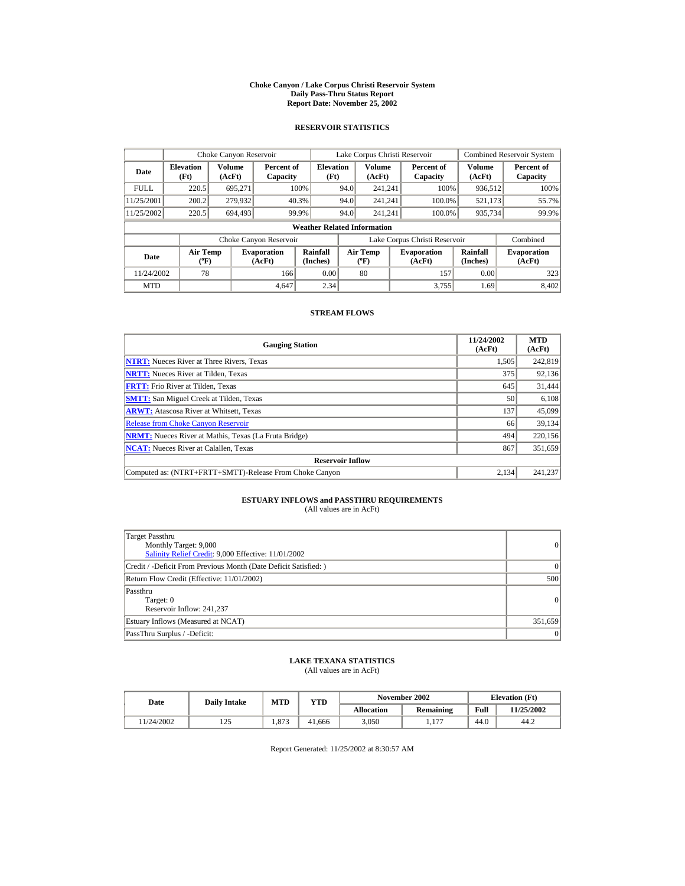# Choke Canyon / Lake Corpus Christi Reservoir System
# Daily Pass-Thru Status Report
# Report Date: November 25, 2002

## RESERVOIR STATISTICS

| | Choke Canyon Reservoir | | | Lake Corpus Christi Reservoir | | | Combined Reservoir System | |
|---|---|---|---|---|---|---|---|---|
| **Date** | **Elevation (Ft)** | **Volume (AcFt)** | **Percent of Capacity** | **Elevation (Ft)** | **Volume (AcFt)** | **Percent of Capacity** | **Volume (AcFt)** | **Percent of Capacity** |
| FULL | 220.5 | 695,271 | 100% | 94.0 | 241,241 | 100% | 936,512 | 100% |
| 11/25/2001 | 200.2 | 279,932 | 40.3% | 94.0 | 241,241 | 100.0% | 521,173 | 55.7% |
| 11/25/2002 | 220.5 | 694,493 | 99.9% | 94.0 | 241,241 | 100.0% | 935,734 | 99.9% |

**Weather Related Information**

| | Choke Canyon Reservoir | | | Lake Corpus Christi Reservoir | | | Combined |
|---|---|---|---|---|---|---|---|
| **Date** | **Air Temp (ºF)** | **Evaporation (AcFt)** | **Rainfall (Inches)** | **Air Temp (ºF)** | **Evaporation (AcFt)** | **Rainfall (Inches)** | **Evaporation (AcFt)** |
| 11/24/2002 | 78 | 166 | 0.00 | 80 | 157 | 0.00 | 323 |
| MTD | | 4,647 | 2.34 | | 3,755 | 1.69 | 8,402 |

## STREAM FLOWS

| Gauging Station | 11/24/2002 (AcFt) | MTD (AcFt) |
|---|---|---|
| **NTRT:** Nueces River at Three Rivers, Texas | 1,505 | 242,819 |
| **NRTT:** Nueces River at Tilden, Texas | 375 | 92,136 |
| **FRTT:** Frio River at Tilden, Texas | 645 | 31,444 |
| **SMTT:** San Miguel Creek at Tilden, Texas | 50 | 6,108 |
| **ARWT:** Atascosa River at Whitsett, Texas | 137 | 45,099 |
| Release from Choke Canyon Reservoir | 66 | 39,134 |
| **NRMT:** Nueces River at Mathis, Texas (La Fruta Bridge) | 494 | 220,156 |
| **NCAT:** Nueces River at Calallen, Texas | 867 | 351,659 |
| **Reservoir Inflow** | | |
| Computed as: (NTRT+FRTT+SMTT)-Release From Choke Canyon | 2,134 | 241,237 |

## ESTUARY INFLOWS and PASSTHRU REQUIREMENTS
(All values are in AcFt)

| | |
|---|---|
| Target Passthru<br>Monthly Target: 9,000<br>Salinity Relief Credit: 9,000 Effective: 11/01/2002 | 0 |
| Credit / -Deficit From Previous Month (Date Deficit Satisfied: ) | 0 |
| Return Flow Credit (Effective: 11/01/2002) | 500 |
| Passthru<br>Target: 0<br>Reservoir Inflow: 241,237 | 0 |
| Estuary Inflows (Measured at NCAT) | 351,659 |
| PassThru Surplus / -Deficit: | 0 |

## LAKE TEXANA STATISTICS
(All values are in AcFt)

| Date | Daily Intake | MTD | YTD | November 2002 | | Elevation (Ft) | |
|---|---|---|---|---|---|---|---|
| | | | | **Allocation** | **Remaining** | **Full** | **11/25/2002** |
| 11/24/2002 | 125 | 1,873 | 41,666 | 3,050 | 1,177 | 44.0 | 44.2 |

Report Generated: 11/25/2002 at 8:30:57 AM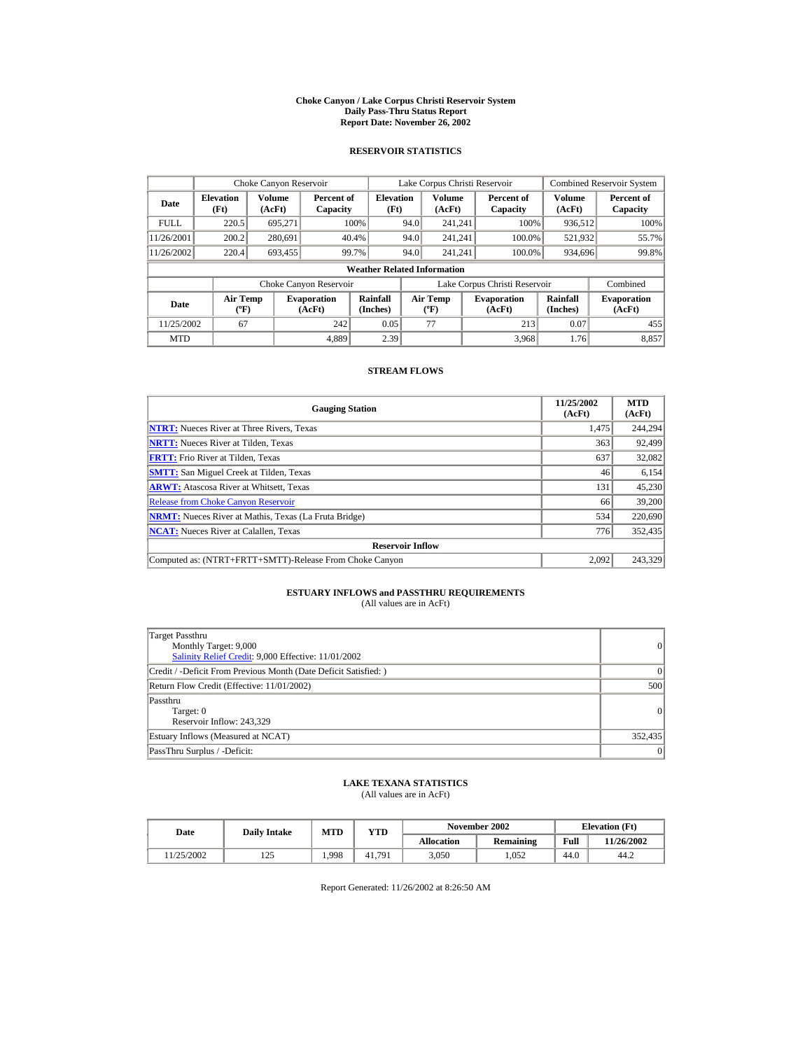# Choke Canyon / Lake Corpus Christi Reservoir System
## Daily Pass-Thru Status Report
## Report Date: November 26, 2002

### RESERVOIR STATISTICS

| Date | Choke Canyon Reservoir | | | Lake Corpus Christi Reservoir | | | Combined Reservoir System | |
|---|---|---|---|---|---|---|---|---|
| | Elevation (Ft) | Volume (AcFt) | Percent of Capacity | Elevation (Ft) | Volume (AcFt) | Percent of Capacity | Volume (AcFt) | Percent of Capacity |
| FULL | 220.5 | 695,271 | 100% | 94.0 | 241,241 | 100% | 936,512 | 100% |
| 11/26/2001 | 200.2 | 280,691 | 40.4% | 94.0 | 241,241 | 100.0% | 521,932 | 55.7% |
| 11/26/2002 | 220.4 | 693,455 | 99.7% | 94.0 | 241,241 | 100.0% | 934,696 | 99.8% |

**Weather Related Information**

| Date | Choke Canyon Reservoir | | | Lake Corpus Christi Reservoir | | | Combined |
|---|---|---|---|---|---|---|---|
| | Air Temp (ºF) | Evaporation (AcFt) | Rainfall (Inches) | Air Temp (ºF) | Evaporation (AcFt) | Rainfall (Inches) | Evaporation (AcFt) |
| 11/25/2002 | 67 | 242 | 0.05 | 77 | 213 | 0.07 | 455 |
| MTD | | 4,889 | 2.39 | | 3,968 | 1.76 | 8,857 |

### STREAM FLOWS

| Gauging Station | 11/25/2002 (AcFt) | MTD (AcFt) |
|---|---|---|
| NTRT: Nueces River at Three Rivers, Texas | 1,475 | 244,294 |
| NRTT: Nueces River at Tilden, Texas | 363 | 92,499 |
| FRTT: Frio River at Tilden, Texas | 637 | 32,082 |
| SMTT: San Miguel Creek at Tilden, Texas | 46 | 6,154 |
| ARWT: Atascosa River at Whitsett, Texas | 131 | 45,230 |
| Release from Choke Canyon Reservoir | 66 | 39,200 |
| NRMT: Nueces River at Mathis, Texas (La Fruta Bridge) | 534 | 220,690 |
| NCAT: Nueces River at Calallen, Texas | 776 | 352,435 |
| **Reservoir Inflow** | | |
| Computed as: (NTRT+FRTT+SMTT)-Release From Choke Canyon | 2,092 | 243,329 |

### ESTUARY INFLOWS and PASSTHRU REQUIREMENTS
(All values are in AcFt)

| | |
|---|---|
| Target Passthru<br>Monthly Target: 9,000<br>Salinity Relief Credit: 9,000 Effective: 11/01/2002 | 0 |
| Credit / -Deficit From Previous Month (Date Deficit Satisfied: ) | 0 |
| Return Flow Credit (Effective: 11/01/2002) | 500 |
| Passthru<br>Target: 0<br>Reservoir Inflow: 243,329 | 0 |
| Estuary Inflows (Measured at NCAT) | 352,435 |
| PassThru Surplus / -Deficit: | 0 |

### LAKE TEXANA STATISTICS
(All values are in AcFt)

| Date | Daily Intake | MTD | YTD | November 2002 | | Elevation (Ft) | |
|---|---|---|---|---|---|---|---|
| | | | | Allocation | Remaining | Full | 11/26/2002 |
| 11/25/2002 | 125 | 1,998 | 41,791 | 3,050 | 1,052 | 44.0 | 44.2 |

Report Generated: 11/26/2002 at 8:26:50 AM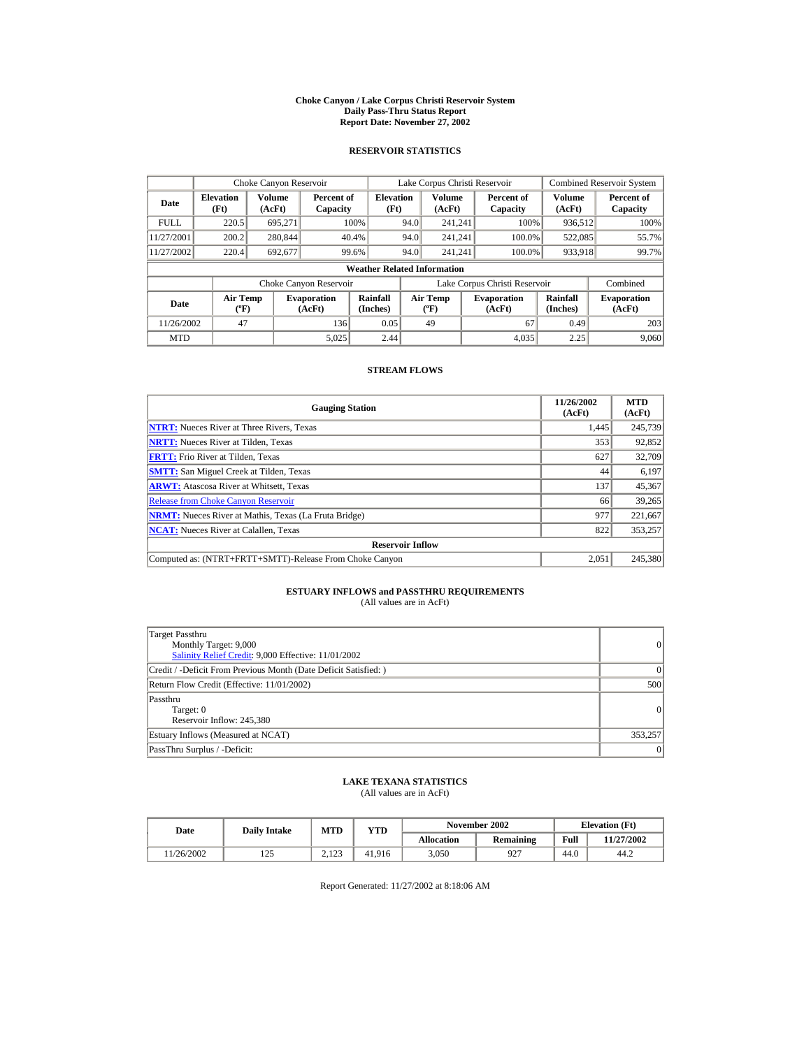# Choke Canyon / Lake Corpus Christi Reservoir System
## Daily Pass-Thru Status Report
## Report Date: November 27, 2002

### RESERVOIR STATISTICS

| Date | Choke Canyon Reservoir | | | Lake Corpus Christi Reservoir | | | Combined Reservoir System | |
|---|---|---|---|---|---|---|---|---|
| | Elevation (Ft) | Volume (AcFt) | Percent of Capacity | Elevation (Ft) | Volume (AcFt) | Percent of Capacity | Volume (AcFt) | Percent of Capacity |
| FULL | 220.5 | 695,271 | 100% | 94.0 | 241,241 | 100% | 936,512 | 100% |
| 11/27/2001 | 200.2 | 280,844 | 40.4% | 94.0 | 241,241 | 100.0% | 522,085 | 55.7% |
| 11/27/2002 | 220.4 | 692,677 | 99.6% | 94.0 | 241,241 | 100.0% | 933,918 | 99.7% |

**Weather Related Information**

| Date | Choke Canyon Reservoir | | | Lake Corpus Christi Reservoir | | | Combined |
|---|---|---|---|---|---|---|---|
| | Air Temp (ºF) | Evaporation (AcFt) | Rainfall (Inches) | Air Temp (ºF) | Evaporation (AcFt) | Rainfall (Inches) | Evaporation (AcFt) |
| 11/26/2002 | 47 | 136 | 0.05 | 49 | 67 | 0.49 | 203 |
| MTD | | 5,025 | 2.44 | | 4,035 | 2.25 | 9,060 |

### STREAM FLOWS

| Gauging Station | 11/26/2002 (AcFt) | MTD (AcFt) |
|---|---|---|
| **NTRT:** Nueces River at Three Rivers, Texas | 1,445 | 245,739 |
| **NRTT:** Nueces River at Tilden, Texas | 353 | 92,852 |
| **FRTT:** Frio River at Tilden, Texas | 627 | 32,709 |
| **SMTT:** San Miguel Creek at Tilden, Texas | 44 | 6,197 |
| **ARWT:** Atascosa River at Whitsett, Texas | 137 | 45,367 |
| Release from Choke Canyon Reservoir | 66 | 39,265 |
| **NRMT:** Nueces River at Mathis, Texas (La Fruta Bridge) | 977 | 221,667 |
| **NCAT:** Nueces River at Calallen, Texas | 822 | 353,257 |
| **Reservoir Inflow** | | |
| Computed as: (NTRT+FRTT+SMTT)-Release From Choke Canyon | 2,051 | 245,380 |

### ESTUARY INFLOWS and PASSTHRU REQUIREMENTS
(All values are in AcFt)

| | |
|---|---|
| Target Passthru<br>Monthly Target: 9,000<br>Salinity Relief Credit: 9,000 Effective: 11/01/2002 | 0 |
| Credit / -Deficit From Previous Month (Date Deficit Satisfied: ) | 0 |
| Return Flow Credit (Effective: 11/01/2002) | 500 |
| Passthru<br>Target: 0<br>Reservoir Inflow: 245,380 | 0 |
| Estuary Inflows (Measured at NCAT) | 353,257 |
| PassThru Surplus / -Deficit: | 0 |

### LAKE TEXANA STATISTICS
(All values are in AcFt)

| Date | Daily Intake | MTD | YTD | November 2002 | | Elevation (Ft) | |
|---|---|---|---|---|---|---|---|
| | | | | Allocation | Remaining | Full | 11/27/2002 |
| 11/26/2002 | 125 | 2,123 | 41,916 | 3,050 | 927 | 44.0 | 44.2 |

Report Generated: 11/27/2002 at 8:18:06 AM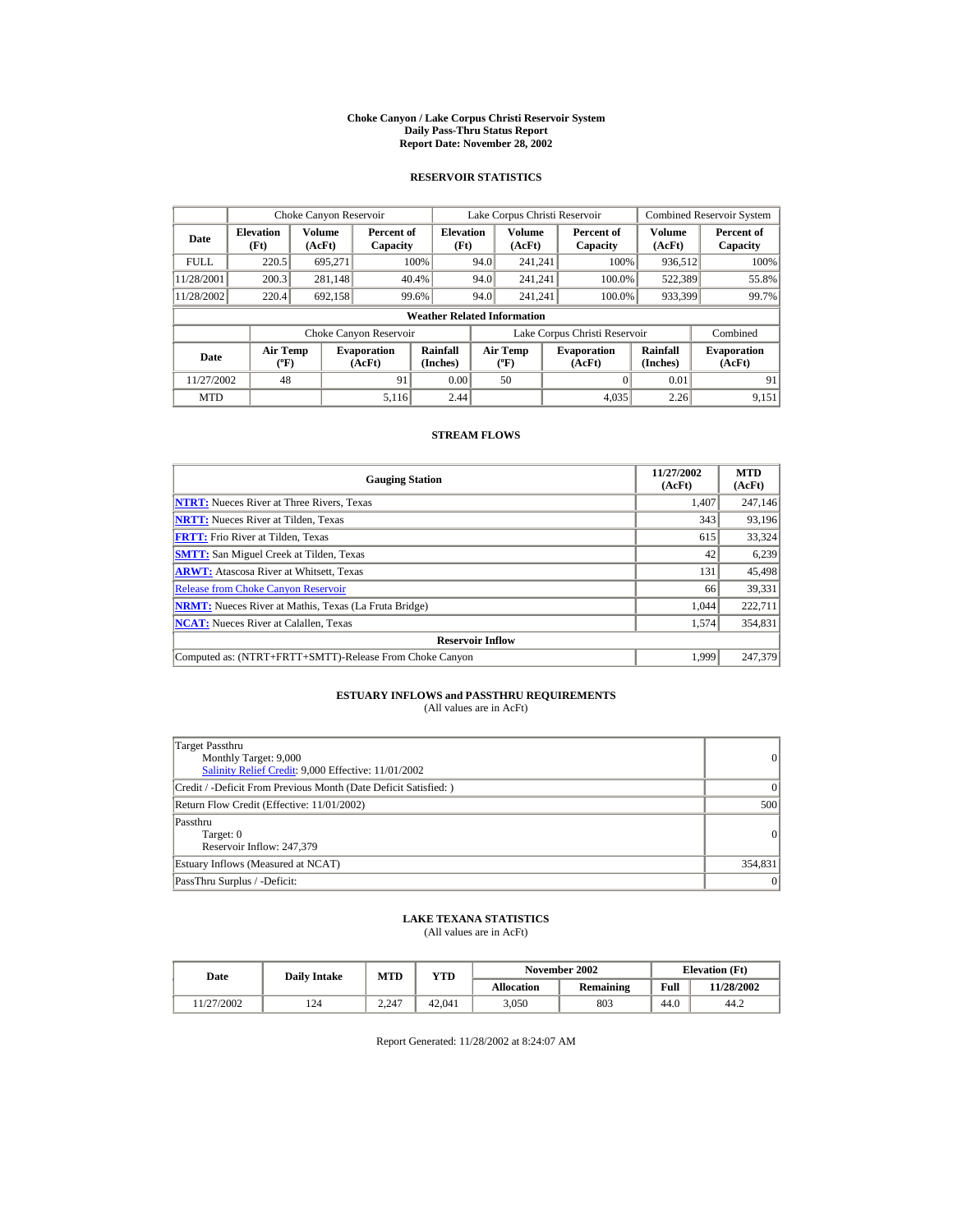# Choke Canyon / Lake Corpus Christi Reservoir System
## Daily Pass-Thru Status Report
## Report Date: November 28, 2002

### RESERVOIR STATISTICS

| | Choke Canyon Reservoir | | | Lake Corpus Christi Reservoir | | | Combined Reservoir System | |
|---|---|---|---|---|---|---|---|---|
| **Date** | **Elevation (Ft)** | **Volume (AcFt)** | **Percent of Capacity** | **Elevation (Ft)** | **Volume (AcFt)** | **Percent of Capacity** | **Volume (AcFt)** | **Percent of Capacity** |
| FULL | 220.5 | 695,271 | 100% | 94.0 | 241,241 | 100% | 936,512 | 100% |
| 11/28/2001 | 200.3 | 281,148 | 40.4% | 94.0 | 241,241 | 100.0% | 522,389 | 55.8% |
| 11/28/2002 | 220.4 | 692,158 | 99.6% | 94.0 | 241,241 | 100.0% | 933,399 | 99.7% |

**Weather Related Information**

| | Choke Canyon Reservoir | | | Lake Corpus Christi Reservoir | | | Combined |
|---|---|---|---|---|---|---|---|
| **Date** | **Air Temp (ºF)** | **Evaporation (AcFt)** | **Rainfall (Inches)** | **Air Temp (ºF)** | **Evaporation (AcFt)** | **Rainfall (Inches)** | **Evaporation (AcFt)** |
| 11/27/2002 | 48 | 91 | 0.00 | 50 | 0 | 0.01 | 91 |
| MTD | | 5,116 | 2.44 | | 4,035 | 2.26 | 9,151 |

### STREAM FLOWS

| Gauging Station | 11/27/2002 (AcFt) | MTD (AcFt) |
|---|---|---|
| **NTRT:** Nueces River at Three Rivers, Texas | 1,407 | 247,146 |
| **NRTT:** Nueces River at Tilden, Texas | 343 | 93,196 |
| **FRTT:** Frio River at Tilden, Texas | 615 | 33,324 |
| **SMTT:** San Miguel Creek at Tilden, Texas | 42 | 6,239 |
| **ARWT:** Atascosa River at Whitsett, Texas | 131 | 45,498 |
| Release from Choke Canyon Reservoir | 66 | 39,331 |
| **NRMT:** Nueces River at Mathis, Texas (La Fruta Bridge) | 1,044 | 222,711 |
| **NCAT:** Nueces River at Calallen, Texas | 1,574 | 354,831 |
| **Reservoir Inflow** | | |
| Computed as: (NTRT+FRTT+SMTT)-Release From Choke Canyon | 1,999 | 247,379 |

### ESTUARY INFLOWS and PASSTHRU REQUIREMENTS
(All values are in AcFt)

| | |
|---|---|
| Target Passthru<br>Monthly Target: 9,000<br>Salinity Relief Credit: 9,000 Effective: 11/01/2002 | 0 |
| Credit / -Deficit From Previous Month (Date Deficit Satisfied: ) | 0 |
| Return Flow Credit (Effective: 11/01/2002) | 500 |
| Passthru<br>Target: 0<br>Reservoir Inflow: 247,379 | 0 |
| Estuary Inflows (Measured at NCAT) | 354,831 |
| PassThru Surplus / -Deficit: | 0 |

### LAKE TEXANA STATISTICS
(All values are in AcFt)

| Date | Daily Intake | MTD | YTD | November 2002 | | Elevation (Ft) | |
|---|---|---|---|---|---|---|---|
| | | | | **Allocation** | **Remaining** | **Full** | **11/28/2002** |
| 11/27/2002 | 124 | 2,247 | 42,041 | 3,050 | 803 | 44.0 | 44.2 |

Report Generated: 11/28/2002 at 8:24:07 AM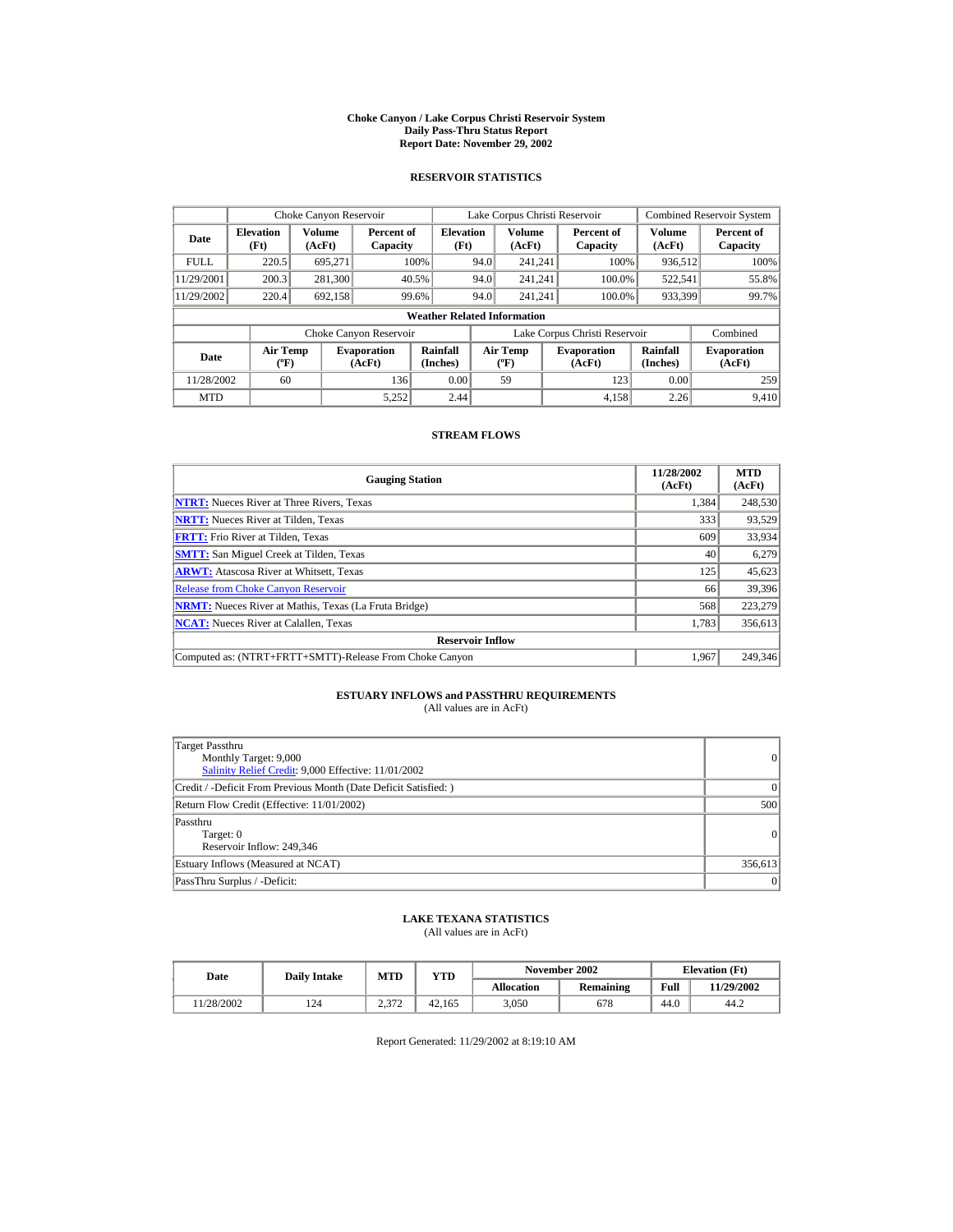# Choke Canyon / Lake Corpus Christi Reservoir System
## Daily Pass-Thru Status Report
### Report Date: November 29, 2002

## RESERVOIR STATISTICS

| | Choke Canyon Reservoir | | | Lake Corpus Christi Reservoir | | | Combined Reservoir System | |
|---|---|---|---|---|---|---|---|---|
| **Date** | **Elevation (Ft)** | **Volume (AcFt)** | **Percent of Capacity** | **Elevation (Ft)** | **Volume (AcFt)** | **Percent of Capacity** | **Volume (AcFt)** | **Percent of Capacity** |
| FULL | 220.5 | 695,271 | 100% | 94.0 | 241,241 | 100% | 936,512 | 100% |
| 11/29/2001 | 200.3 | 281,300 | 40.5% | 94.0 | 241,241 | 100.0% | 522,541 | 55.8% |
| 11/29/2002 | 220.4 | 692,158 | 99.6% | 94.0 | 241,241 | 100.0% | 933,399 | 99.7% |

**Weather Related Information**

| | Choke Canyon Reservoir | | | Lake Corpus Christi Reservoir | | | Combined |
|---|---|---|---|---|---|---|---|
| **Date** | **Air Temp (ºF)** | **Evaporation (AcFt)** | **Rainfall (Inches)** | **Air Temp (ºF)** | **Evaporation (AcFt)** | **Rainfall (Inches)** | **Evaporation (AcFt)** |
| 11/28/2002 | 60 | 136 | 0.00 | 59 | 123 | 0.00 | 259 |
| MTD | | 5,252 | 2.44 | | 4,158 | 2.26 | 9,410 |

## STREAM FLOWS

| Gauging Station | 11/28/2002 (AcFt) | MTD (AcFt) |
|---|---|---|
| **NTRT:** Nueces River at Three Rivers, Texas | 1,384 | 248,530 |
| **NRTT:** Nueces River at Tilden, Texas | 333 | 93,529 |
| **FRTT:** Frio River at Tilden, Texas | 609 | 33,934 |
| **SMTT:** San Miguel Creek at Tilden, Texas | 40 | 6,279 |
| **ARWT:** Atascosa River at Whitsett, Texas | 125 | 45,623 |
| Release from Choke Canyon Reservoir | 66 | 39,396 |
| **NRMT:** Nueces River at Mathis, Texas (La Fruta Bridge) | 568 | 223,279 |
| **NCAT:** Nueces River at Calallen, Texas | 1,783 | 356,613 |
| **Reservoir Inflow** | | |
| Computed as: (NTRT+FRTT+SMTT)-Release From Choke Canyon | 1,967 | 249,346 |

## ESTUARY INFLOWS and PASSTHRU REQUIREMENTS
(All values are in AcFt)

| | |
|---|---|
| Target Passthru<br>Monthly Target: 9,000<br>Salinity Relief Credit: 9,000 Effective: 11/01/2002 | 0 |
| Credit / -Deficit From Previous Month (Date Deficit Satisfied: ) | 0 |
| Return Flow Credit (Effective: 11/01/2002) | 500 |
| Passthru<br>Target: 0<br>Reservoir Inflow: 249,346 | 0 |
| Estuary Inflows (Measured at NCAT) | 356,613 |
| PassThru Surplus / -Deficit: | 0 |

## LAKE TEXANA STATISTICS
(All values are in AcFt)

| Date | Daily Intake | MTD | YTD | November 2002 | | Elevation (Ft) | |
|---|---|---|---|---|---|---|---|
| | | | | **Allocation** | **Remaining** | **Full** | **11/29/2002** |
| 11/28/2002 | 124 | 2,372 | 42,165 | 3,050 | 678 | 44.0 | 44.2 |

Report Generated: 11/29/2002 at 8:19:10 AM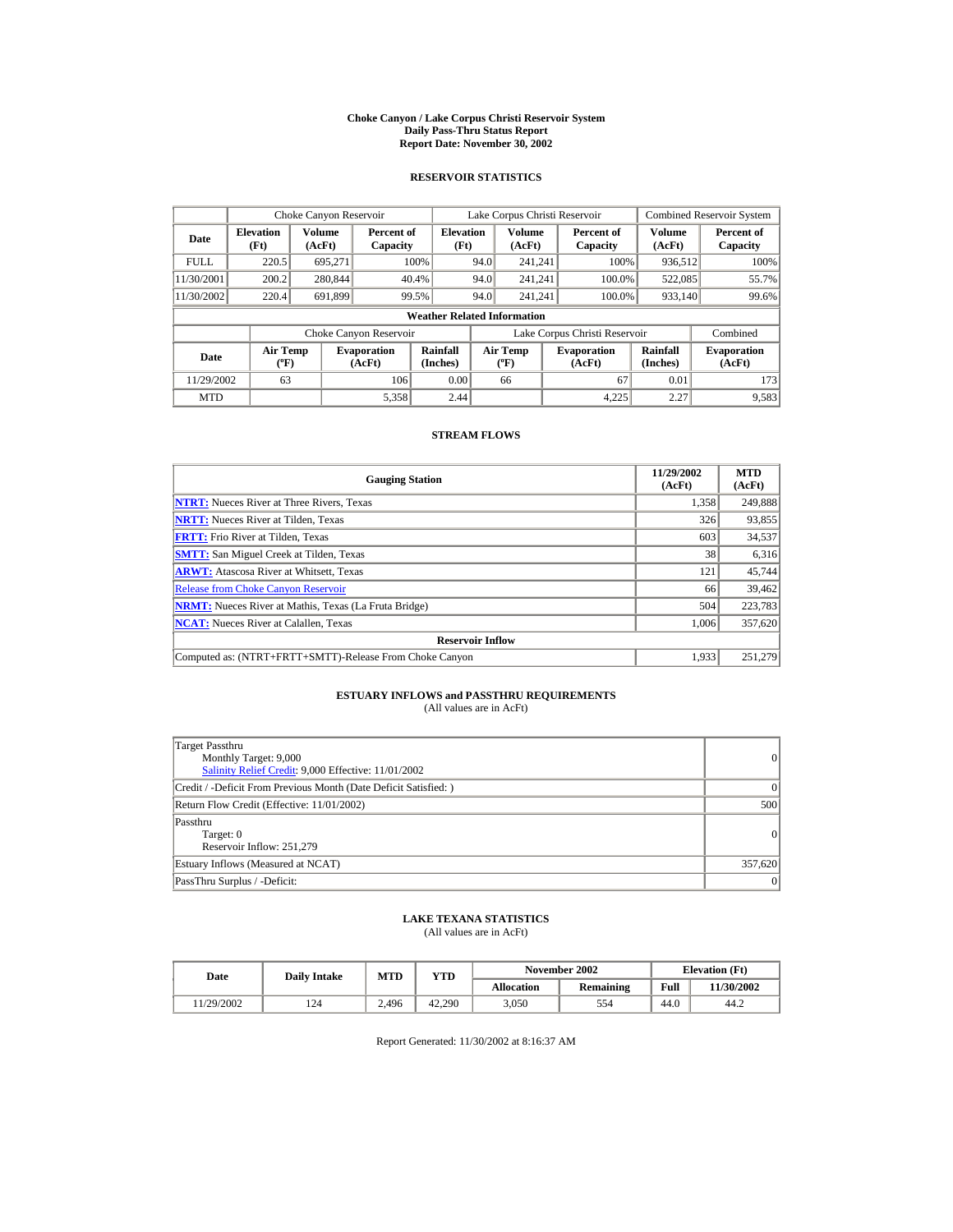**Choke Canyon / Lake Corpus Christi Reservoir System**
**Daily Pass-Thru Status Report**
**Report Date: November 30, 2002**

## RESERVOIR STATISTICS

| | Choke Canyon Reservoir | | | Lake Corpus Christi Reservoir | | | Combined Reservoir System | |
|---|---|---|---|---|---|---|---|---|
| **Date** | **Elevation (Ft)** | **Volume (AcFt)** | **Percent of Capacity** | **Elevation (Ft)** | **Volume (AcFt)** | **Percent of Capacity** | **Volume (AcFt)** | **Percent of Capacity** |
| FULL | 220.5 | 695,271 | 100% | 94.0 | 241,241 | 100% | 936,512 | 100% |
| 11/30/2001 | 200.2 | 280,844 | 40.4% | 94.0 | 241,241 | 100.0% | 522,085 | 55.7% |
| 11/30/2002 | 220.4 | 691,899 | 99.5% | 94.0 | 241,241 | 100.0% | 933,140 | 99.6% |

**Weather Related Information**

| | Choke Canyon Reservoir | | | Lake Corpus Christi Reservoir | | | Combined |
|---|---|---|---|---|---|---|---|
| **Date** | **Air Temp (ºF)** | **Evaporation (AcFt)** | **Rainfall (Inches)** | **Air Temp (ºF)** | **Evaporation (AcFt)** | **Rainfall (Inches)** | **Evaporation (AcFt)** |
| 11/29/2002 | 63 | 106 | 0.00 | 66 | 67 | 0.01 | 173 |
| MTD | | 5,358 | 2.44 | | 4,225 | 2.27 | 9,583 |

## STREAM FLOWS

| Gauging Station | 11/29/2002 (AcFt) | MTD (AcFt) |
|---|---|---|
| **NTRT:** Nueces River at Three Rivers, Texas | 1,358 | 249,888 |
| **NRTT:** Nueces River at Tilden, Texas | 326 | 93,855 |
| **FRTT:** Frio River at Tilden, Texas | 603 | 34,537 |
| **SMTT:** San Miguel Creek at Tilden, Texas | 38 | 6,316 |
| **ARWT:** Atascosa River at Whitsett, Texas | 121 | 45,744 |
| Release from Choke Canyon Reservoir | 66 | 39,462 |
| **NRMT:** Nueces River at Mathis, Texas (La Fruta Bridge) | 504 | 223,783 |
| **NCAT:** Nueces River at Calallen, Texas | 1,006 | 357,620 |
| **Reservoir Inflow** | | |
| Computed as: (NTRT+FRTT+SMTT)-Release From Choke Canyon | 1,933 | 251,279 |

## ESTUARY INFLOWS and PASSTHRU REQUIREMENTS
(All values are in AcFt)

| | |
|---|---|
| Target Passthru<br>Monthly Target: 9,000<br>Salinity Relief Credit: 9,000 Effective: 11/01/2002 | 0 |
| Credit / -Deficit From Previous Month (Date Deficit Satisfied: ) | 0 |
| Return Flow Credit (Effective: 11/01/2002) | 500 |
| Passthru<br>Target: 0<br>Reservoir Inflow: 251,279 | 0 |
| Estuary Inflows (Measured at NCAT) | 357,620 |
| PassThru Surplus / -Deficit: | 0 |

## LAKE TEXANA STATISTICS
(All values are in AcFt)

| Date | Daily Intake | MTD | YTD | November 2002 | | Elevation (Ft) | |
|---|---|---|---|---|---|---|---|
| | | | | **Allocation** | **Remaining** | **Full** | **11/30/2002** |
| 11/29/2002 | 124 | 2,496 | 42,290 | 3,050 | 554 | 44.0 | 44.2 |

Report Generated: 11/30/2002 at 8:16:37 AM